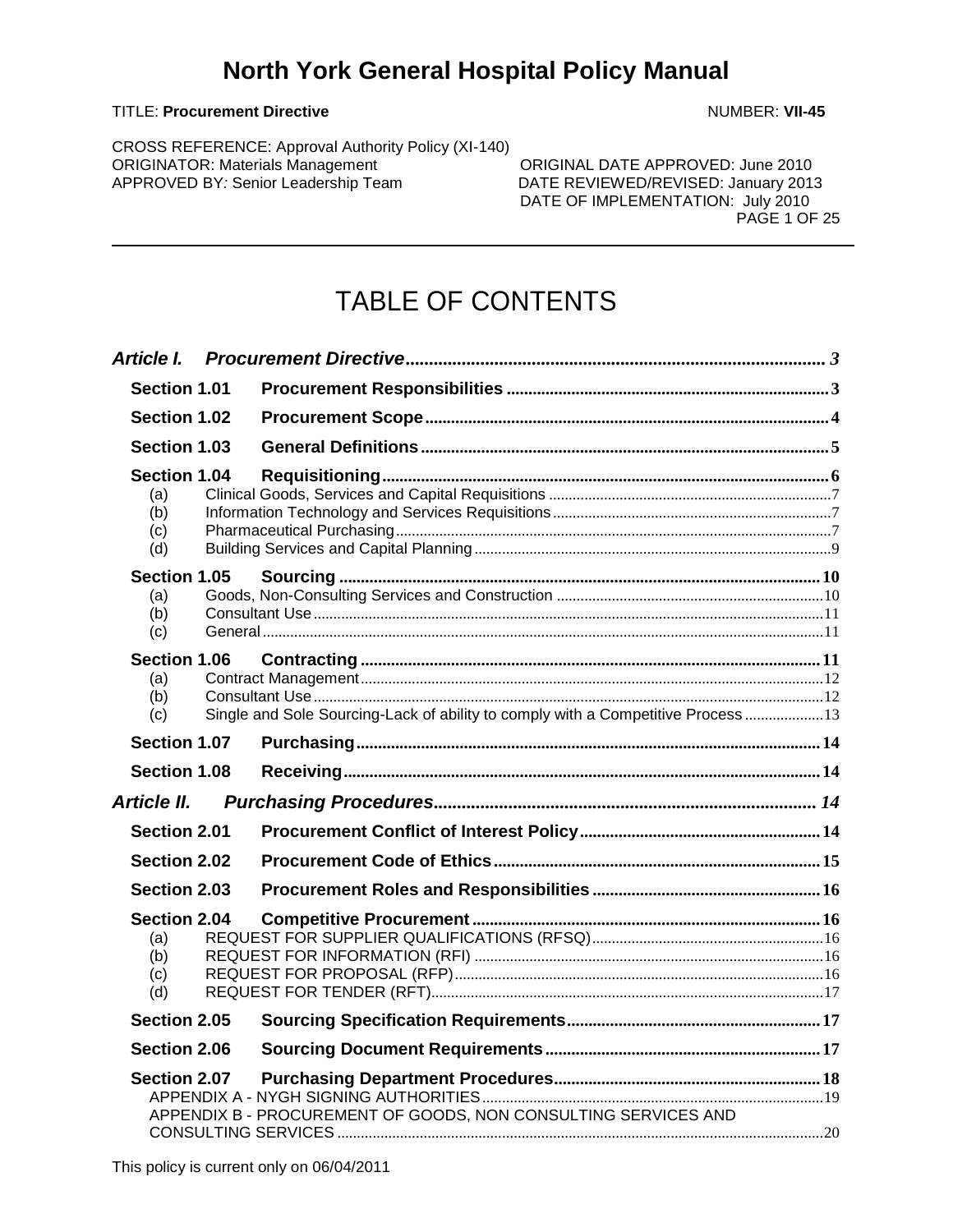# North York General Hospital Policy Manual

TITLE: **Procurement Directive** NUMBER: **VII-45**

CROSS REFERENCE: Approval Authority Policy (XI-140)
ORIGINATOR: Materials Management ORIGINAL DATE APPROVED: June 2010
APPROVED BY: Senior Leadership Team DATE REVIEWED/REVISED: January 2013
DATE OF IMPLEMENTATION: July 2010

## TABLE OF CONTENTS

- ***Article I. Procurement Directive*** ... 3
  - **Section 1.01 Procurement Responsibilities** ... 3
  - **Section 1.02 Procurement Scope** ... 4
  - **Section 1.03 General Definitions** ... 5
  - **Section 1.04 Requisitioning** ... 6
    - (a) Clinical Goods, Services and Capital Requisitions ... 7
    - (b) Information Technology and Services Requisitions ... 7
    - (c) Pharmaceutical Purchasing ... 7
    - (d) Building Services and Capital Planning ... 9
  - **Section 1.05 Sourcing** ... 10
    - (a) Goods, Non-Consulting Services and Construction ... 10
    - (b) Consultant Use ... 11
    - (c) General ... 11
  - **Section 1.06 Contracting** ... 11
    - (a) Contract Management ... 12
    - (b) Consultant Use ... 12
    - (c) Single and Sole Sourcing-Lack of ability to comply with a Competitive Process ... 13
  - **Section 1.07 Purchasing** ... 14
  - **Section 1.08 Receiving** ... 14
- ***Article II. Purchasing Procedures*** ... 14
  - **Section 2.01 Procurement Conflict of Interest Policy** ... 14
  - **Section 2.02 Procurement Code of Ethics** ... 15
  - **Section 2.03 Procurement Roles and Responsibilities** ... 16
  - **Section 2.04 Competitive Procurement** ... 16
    - (a) REQUEST FOR SUPPLIER QUALIFICATIONS (RFSQ) ... 16
    - (b) REQUEST FOR INFORMATION (RFI) ... 16
    - (c) REQUEST FOR PROPOSAL (RFP) ... 16
    - (d) REQUEST FOR TENDER (RFT) ... 17
  - **Section 2.05 Sourcing Specification Requirements** ... 17
  - **Section 2.06 Sourcing Document Requirements** ... 17
  - **Section 2.07 Purchasing Department Procedures** ... 18
    - APPENDIX A - NYGH SIGNING AUTHORITIES ... 19
    - APPENDIX B - PROCUREMENT OF GOODS, NON CONSULTING SERVICES AND CONSULTING SERVICES ... 20

This policy is current only on 06/04/2011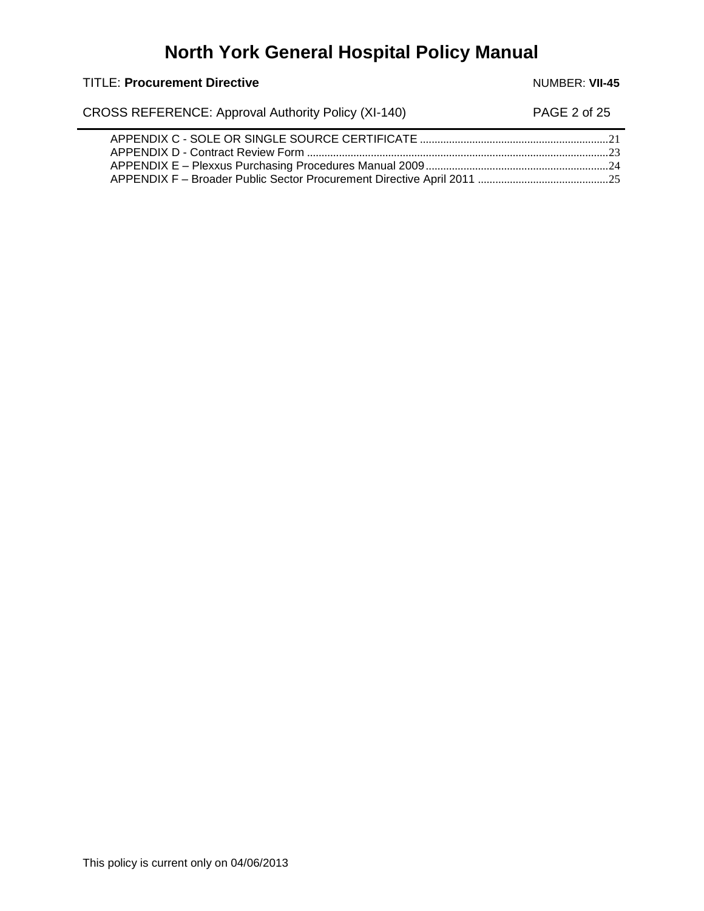APPENDIX C - SOLE OR SINGLE SOURCE CERTIFICATE ....................................................................21
APPENDIX D - Contract Review Form ............................................................................................23
APPENDIX E – Plexxus Purchasing Procedures Manual 2009.......................................................24
APPENDIX F – Broader Public Sector Procurement Directive April 2011 .....................................25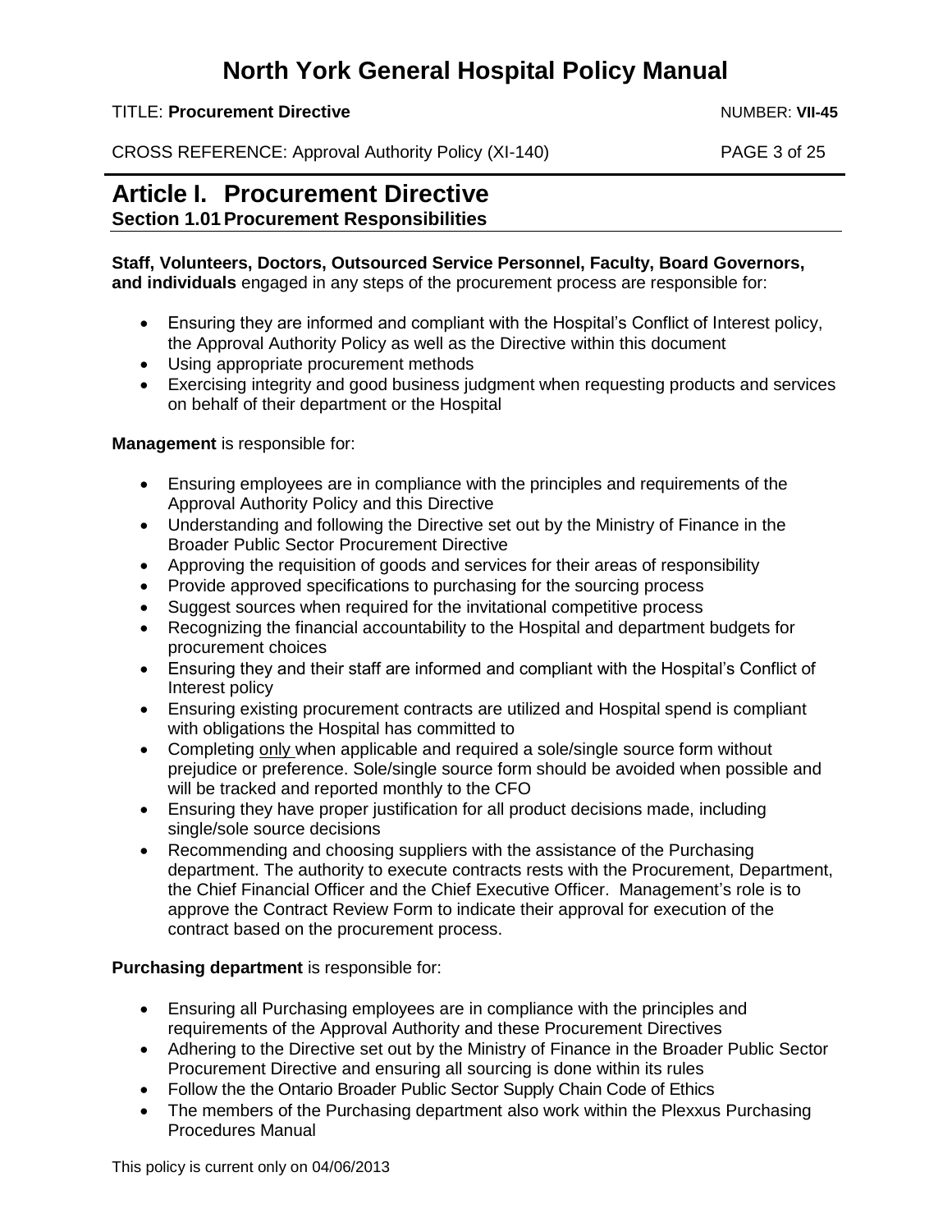# Article I. Procurement Directive

## Section 1.01 Procurement Responsibilities

**Staff, Volunteers, Doctors, Outsourced Service Personnel, Faculty, Board Governors, and individuals** engaged in any steps of the procurement process are responsible for:

- Ensuring they are informed and compliant with the Hospital's Conflict of Interest policy, the Approval Authority Policy as well as the Directive within this document
- Using appropriate procurement methods
- Exercising integrity and good business judgment when requesting products and services on behalf of their department or the Hospital

**Management** is responsible for:

- Ensuring employees are in compliance with the principles and requirements of the Approval Authority Policy and this Directive
- Understanding and following the Directive set out by the Ministry of Finance in the Broader Public Sector Procurement Directive
- Approving the requisition of goods and services for their areas of responsibility
- Provide approved specifications to purchasing for the sourcing process
- Suggest sources when required for the invitational competitive process
- Recognizing the financial accountability to the Hospital and department budgets for procurement choices
- Ensuring they and their staff are informed and compliant with the Hospital's Conflict of Interest policy
- Ensuring existing procurement contracts are utilized and Hospital spend is compliant with obligations the Hospital has committed to
- Completing only when applicable and required a sole/single source form without prejudice or preference. Sole/single source form should be avoided when possible and will be tracked and reported monthly to the CFO
- Ensuring they have proper justification for all product decisions made, including single/sole source decisions
- Recommending and choosing suppliers with the assistance of the Purchasing department. The authority to execute contracts rests with the Procurement, Department, the Chief Financial Officer and the Chief Executive Officer. Management's role is to approve the Contract Review Form to indicate their approval for execution of the contract based on the procurement process.

**Purchasing department** is responsible for:

- Ensuring all Purchasing employees are in compliance with the principles and requirements of the Approval Authority and these Procurement Directives
- Adhering to the Directive set out by the Ministry of Finance in the Broader Public Sector Procurement Directive and ensuring all sourcing is done within its rules
- Follow the the Ontario Broader Public Sector Supply Chain Code of Ethics
- The members of the Purchasing department also work within the Plexxus Purchasing Procedures Manual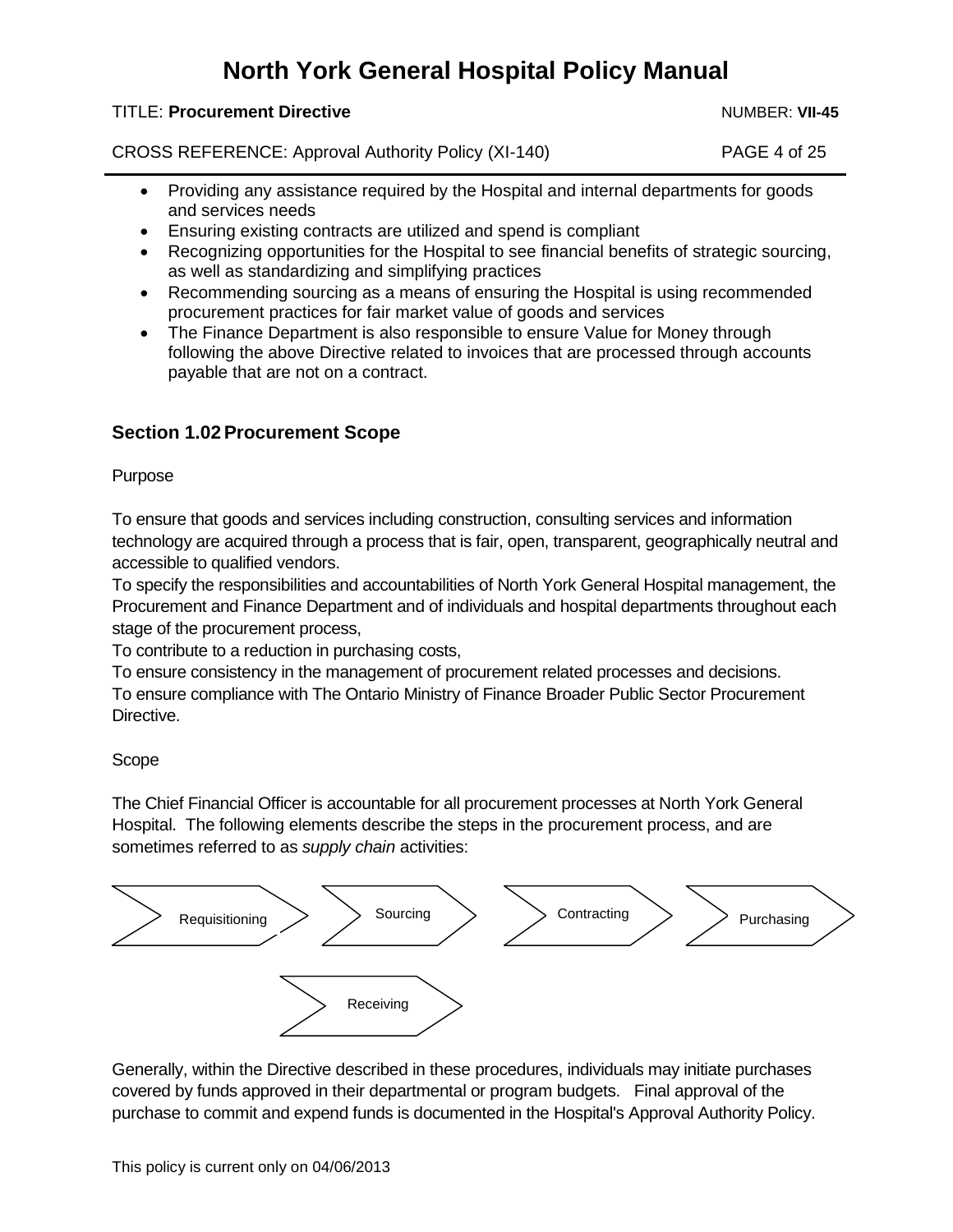- Providing any assistance required by the Hospital and internal departments for goods and services needs
- Ensuring existing contracts are utilized and spend is compliant
- Recognizing opportunities for the Hospital to see financial benefits of strategic sourcing, as well as standardizing and simplifying practices
- Recommending sourcing as a means of ensuring the Hospital is using recommended procurement practices for fair market value of goods and services
- The Finance Department is also responsible to ensure Value for Money through following the above Directive related to invoices that are processed through accounts payable that are not on a contract.

### Section 1.02 Procurement Scope

Purpose

To ensure that goods and services including construction, consulting services and information technology are acquired through a process that is fair, open, transparent, geographically neutral and accessible to qualified vendors.
To specify the responsibilities and accountabilities of North York General Hospital management, the Procurement and Finance Department and of individuals and hospital departments throughout each stage of the procurement process,
To contribute to a reduction in purchasing costs,
To ensure consistency in the management of procurement related processes and decisions.
To ensure compliance with The Ontario Ministry of Finance Broader Public Sector Procurement Directive.

Scope

The Chief Financial Officer is accountable for all procurement processes at North York General Hospital. The following elements describe the steps in the procurement process, and are sometimes referred to as *supply chain* activities:

Requisitioning → Sourcing → Contracting → Purchasing → Receiving

Generally, within the Directive described in these procedures, individuals may initiate purchases covered by funds approved in their departmental or program budgets. Final approval of the purchase to commit and expend funds is documented in the Hospital's Approval Authority Policy.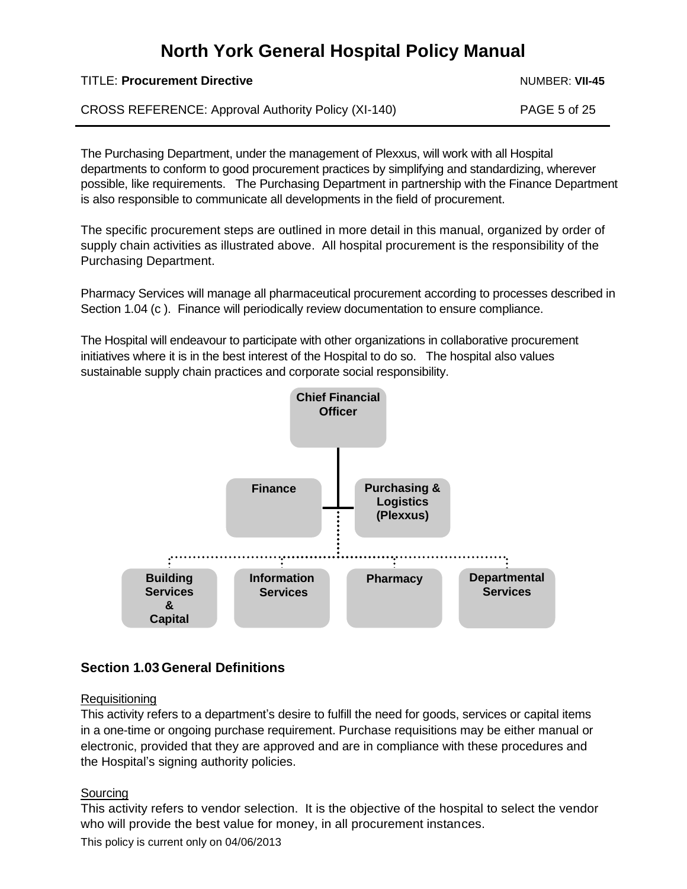The Purchasing Department, under the management of Plexxus, will work with all Hospital departments to conform to good procurement practices by simplifying and standardizing, wherever possible, like requirements. The Purchasing Department in partnership with the Finance Department is also responsible to communicate all developments in the field of procurement.

The specific procurement steps are outlined in more detail in this manual, organized by order of supply chain activities as illustrated above. All hospital procurement is the responsibility of the Purchasing Department.

Pharmacy Services will manage all pharmaceutical procurement according to processes described in Section 1.04 (c ). Finance will periodically review documentation to ensure compliance.

The Hospital will endeavour to participate with other organizations in collaborative procurement initiatives where it is in the best interest of the Hospital to do so. The hospital also values sustainable supply chain practices and corporate social responsibility.

Chief Financial Officer

Finance

Purchasing & Logistics (Plexxus)

Building Services & Capital

Information Services

Pharmacy

Departmental Services

## Section 1.03 General Definitions

Requisitioning

This activity refers to a department's desire to fulfill the need for goods, services or capital items in a one-time or ongoing purchase requirement. Purchase requisitions may be either manual or electronic, provided that they are approved and are in compliance with these procedures and the Hospital's signing authority policies.

Sourcing

This activity refers to vendor selection. It is the objective of the hospital to select the vendor who will provide the best value for money, in all procurement instances.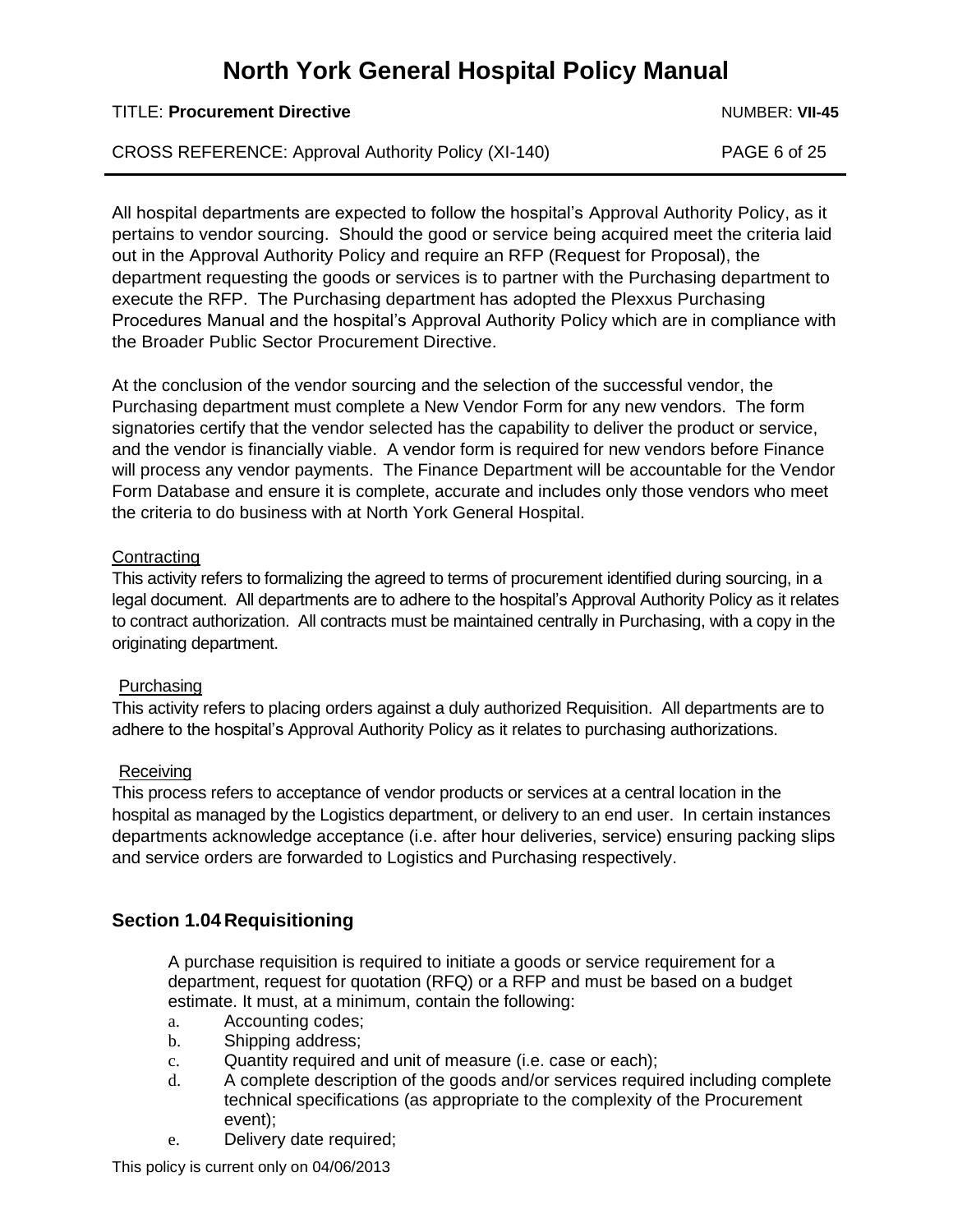All hospital departments are expected to follow the hospital's Approval Authority Policy, as it pertains to vendor sourcing. Should the good or service being acquired meet the criteria laid out in the Approval Authority Policy and require an RFP (Request for Proposal), the department requesting the goods or services is to partner with the Purchasing department to execute the RFP. The Purchasing department has adopted the Plexxus Purchasing Procedures Manual and the hospital's Approval Authority Policy which are in compliance with the Broader Public Sector Procurement Directive.

At the conclusion of the vendor sourcing and the selection of the successful vendor, the Purchasing department must complete a New Vendor Form for any new vendors. The form signatories certify that the vendor selected has the capability to deliver the product or service, and the vendor is financially viable. A vendor form is required for new vendors before Finance will process any vendor payments. The Finance Department will be accountable for the Vendor Form Database and ensure it is complete, accurate and includes only those vendors who meet the criteria to do business with at North York General Hospital.

Contracting

This activity refers to formalizing the agreed to terms of procurement identified during sourcing, in a legal document. All departments are to adhere to the hospital's Approval Authority Policy as it relates to contract authorization. All contracts must be maintained centrally in Purchasing, with a copy in the originating department.

Purchasing

This activity refers to placing orders against a duly authorized Requisition. All departments are to adhere to the hospital's Approval Authority Policy as it relates to purchasing authorizations.

Receiving

This process refers to acceptance of vendor products or services at a central location in the hospital as managed by the Logistics department, or delivery to an end user. In certain instances departments acknowledge acceptance (i.e. after hour deliveries, service) ensuring packing slips and service orders are forwarded to Logistics and Purchasing respectively.

## Section 1.04 Requisitioning

A purchase requisition is required to initiate a goods or service requirement for a department, request for quotation (RFQ) or a RFP and must be based on a budget estimate. It must, at a minimum, contain the following:

a. Accounting codes;
b. Shipping address;
c. Quantity required and unit of measure (i.e. case or each);
d. A complete description of the goods and/or services required including complete technical specifications (as appropriate to the complexity of the Procurement event);
e. Delivery date required;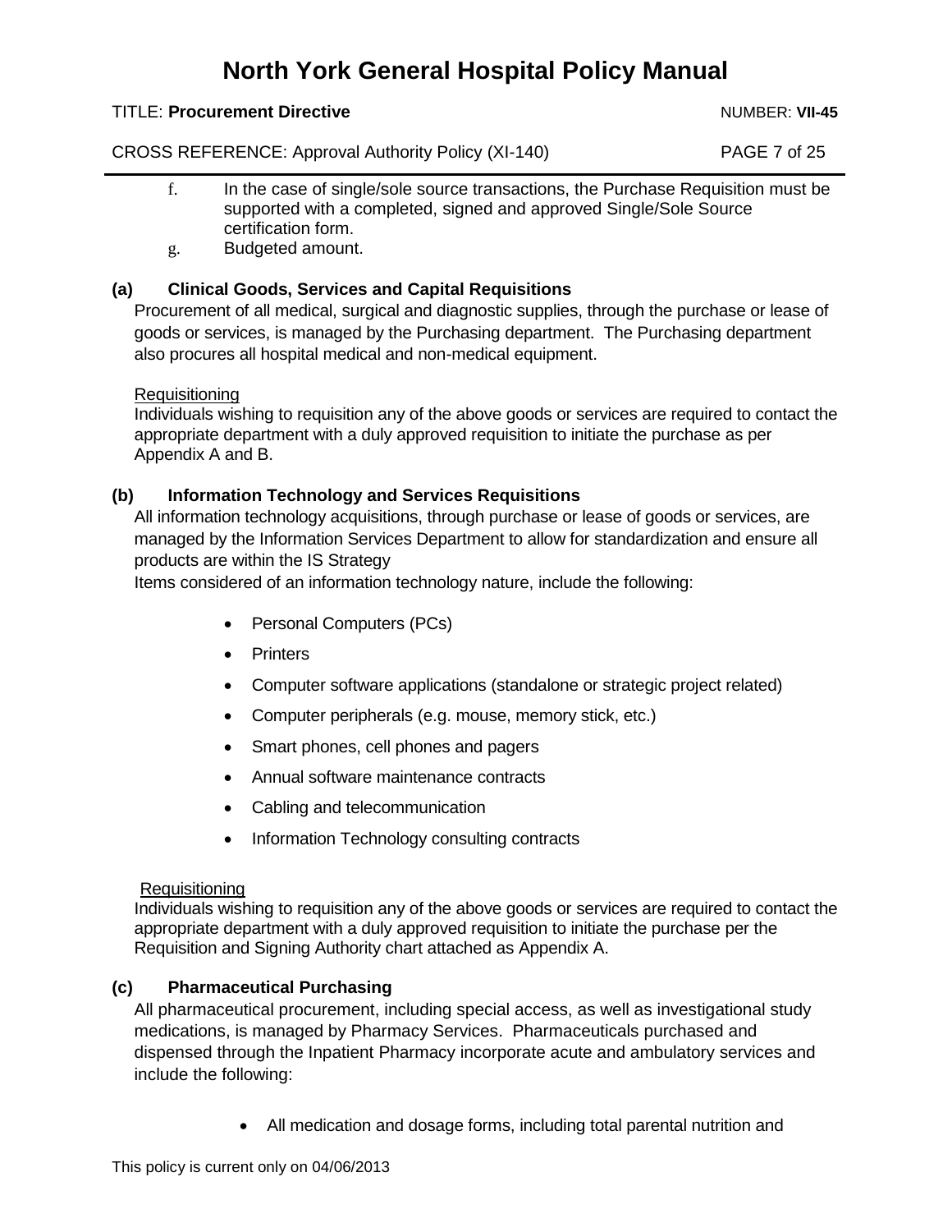f. In the case of single/sole source transactions, the Purchase Requisition must be supported with a completed, signed and approved Single/Sole Source certification form.

g. Budgeted amount.

### (a) Clinical Goods, Services and Capital Requisitions

Procurement of all medical, surgical and diagnostic supplies, through the purchase or lease of goods or services, is managed by the Purchasing department. The Purchasing department also procures all hospital medical and non-medical equipment.

Requisitioning

Individuals wishing to requisition any of the above goods or services are required to contact the appropriate department with a duly approved requisition to initiate the purchase as per Appendix A and B.

### (b) Information Technology and Services Requisitions

All information technology acquisitions, through purchase or lease of goods or services, are managed by the Information Services Department to allow for standardization and ensure all products are within the IS Strategy

Items considered of an information technology nature, include the following:

- Personal Computers (PCs)
- Printers
- Computer software applications (standalone or strategic project related)
- Computer peripherals (e.g. mouse, memory stick, etc.)
- Smart phones, cell phones and pagers
- Annual software maintenance contracts
- Cabling and telecommunication
- Information Technology consulting contracts

Requisitioning

Individuals wishing to requisition any of the above goods or services are required to contact the appropriate department with a duly approved requisition to initiate the purchase per the Requisition and Signing Authority chart attached as Appendix A.

### (c) Pharmaceutical Purchasing

All pharmaceutical procurement, including special access, as well as investigational study medications, is managed by Pharmacy Services. Pharmaceuticals purchased and dispensed through the Inpatient Pharmacy incorporate acute and ambulatory services and include the following:

- All medication and dosage forms, including total parental nutrition and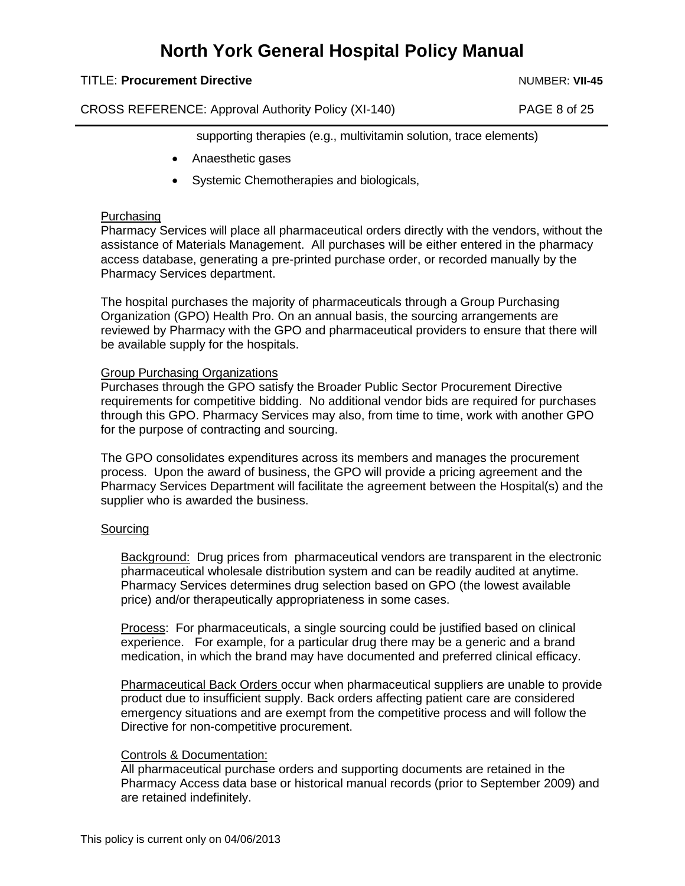supporting therapies (e.g., multivitamin solution, trace elements)

- Anaesthetic gases
- Systemic Chemotherapies and biologicals,

Purchasing

Pharmacy Services will place all pharmaceutical orders directly with the vendors, without the assistance of Materials Management. All purchases will be either entered in the pharmacy access database, generating a pre-printed purchase order, or recorded manually by the Pharmacy Services department.

The hospital purchases the majority of pharmaceuticals through a Group Purchasing Organization (GPO) Health Pro. On an annual basis, the sourcing arrangements are reviewed by Pharmacy with the GPO and pharmaceutical providers to ensure that there will be available supply for the hospitals.

Group Purchasing Organizations

Purchases through the GPO satisfy the Broader Public Sector Procurement Directive requirements for competitive bidding. No additional vendor bids are required for purchases through this GPO. Pharmacy Services may also, from time to time, work with another GPO for the purpose of contracting and sourcing.

The GPO consolidates expenditures across its members and manages the procurement process. Upon the award of business, the GPO will provide a pricing agreement and the Pharmacy Services Department will facilitate the agreement between the Hospital(s) and the supplier who is awarded the business.

Sourcing

Background: Drug prices from pharmaceutical vendors are transparent in the electronic pharmaceutical wholesale distribution system and can be readily audited at anytime. Pharmacy Services determines drug selection based on GPO (the lowest available price) and/or therapeutically appropriateness in some cases.

Process: For pharmaceuticals, a single sourcing could be justified based on clinical experience. For example, for a particular drug there may be a generic and a brand medication, in which the brand may have documented and preferred clinical efficacy.

Pharmaceutical Back Orders occur when pharmaceutical suppliers are unable to provide product due to insufficient supply. Back orders affecting patient care are considered emergency situations and are exempt from the competitive process and will follow the Directive for non-competitive procurement.

Controls & Documentation:

All pharmaceutical purchase orders and supporting documents are retained in the Pharmacy Access data base or historical manual records (prior to September 2009) and are retained indefinitely.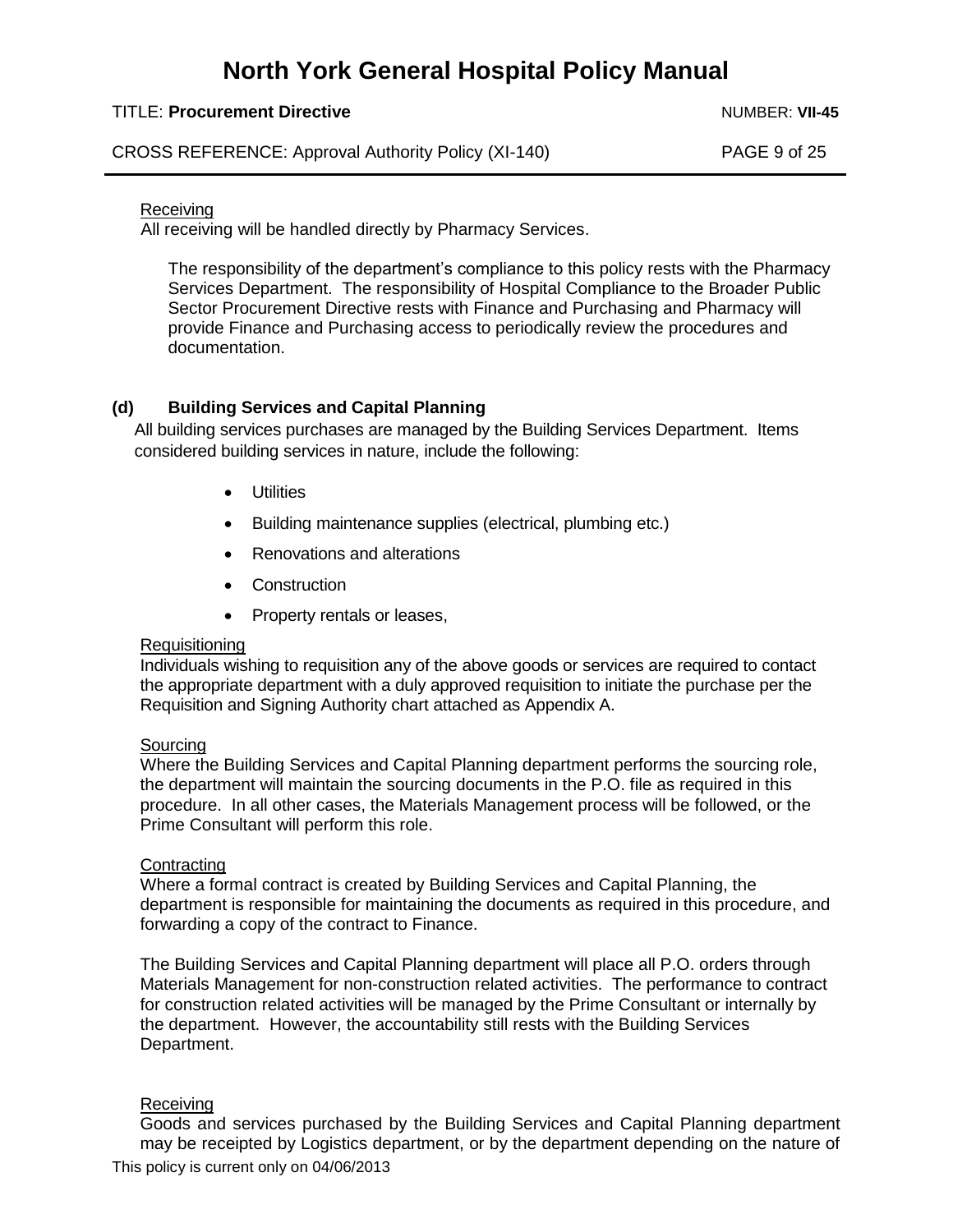Receiving

All receiving will be handled directly by Pharmacy Services.

The responsibility of the department's compliance to this policy rests with the Pharmacy Services Department. The responsibility of Hospital Compliance to the Broader Public Sector Procurement Directive rests with Finance and Purchasing and Pharmacy will provide Finance and Purchasing access to periodically review the procedures and documentation.

### (d) Building Services and Capital Planning

All building services purchases are managed by the Building Services Department. Items considered building services in nature, include the following:

- Utilities
- Building maintenance supplies (electrical, plumbing etc.)
- Renovations and alterations
- Construction
- Property rentals or leases,

Requisitioning

Individuals wishing to requisition any of the above goods or services are required to contact the appropriate department with a duly approved requisition to initiate the purchase per the Requisition and Signing Authority chart attached as Appendix A.

Sourcing

Where the Building Services and Capital Planning department performs the sourcing role, the department will maintain the sourcing documents in the P.O. file as required in this procedure. In all other cases, the Materials Management process will be followed, or the Prime Consultant will perform this role.

Contracting

Where a formal contract is created by Building Services and Capital Planning, the department is responsible for maintaining the documents as required in this procedure, and forwarding a copy of the contract to Finance.

The Building Services and Capital Planning department will place all P.O. orders through Materials Management for non-construction related activities. The performance to contract for construction related activities will be managed by the Prime Consultant or internally by the department. However, the accountability still rests with the Building Services Department.

Receiving

Goods and services purchased by the Building Services and Capital Planning department may be receipted by Logistics department, or by the department depending on the nature of

This policy is current only on 04/06/2013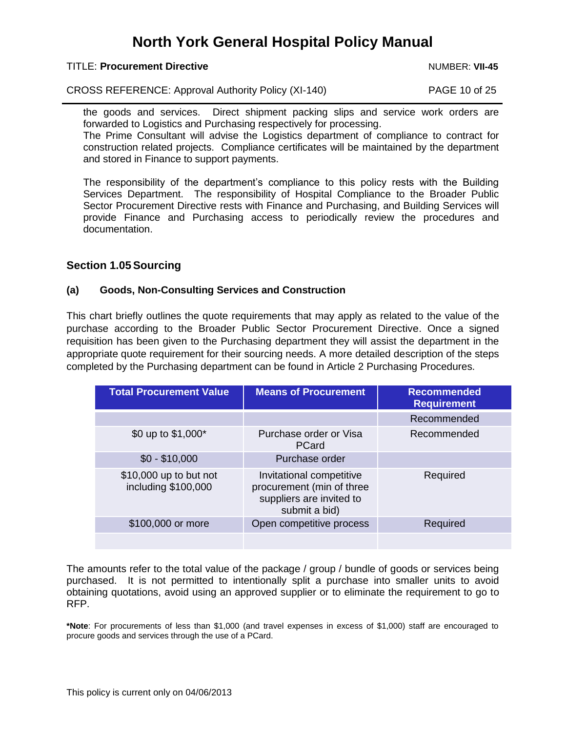the goods and services. Direct shipment packing slips and service work orders are forwarded to Logistics and Purchasing respectively for processing.
The Prime Consultant will advise the Logistics department of compliance to contract for construction related projects. Compliance certificates will be maintained by the department and stored in Finance to support payments.

The responsibility of the department's compliance to this policy rests with the Building Services Department. The responsibility of Hospital Compliance to the Broader Public Sector Procurement Directive rests with Finance and Purchasing, and Building Services will provide Finance and Purchasing access to periodically review the procedures and documentation.

## Section 1.05 Sourcing

### (a) Goods, Non-Consulting Services and Construction

This chart briefly outlines the quote requirements that may apply as related to the value of the purchase according to the Broader Public Sector Procurement Directive. Once a signed requisition has been given to the Purchasing department they will assist the department in the appropriate quote requirement for their sourcing needs. A more detailed description of the steps completed by the Purchasing department can be found in Article 2 Purchasing Procedures.

| Total Procurement Value | Means of Procurement | Recommended Requirement |
|---|---|---|
| | | Recommended |
| $0 up to $1,000* | Purchase order or Visa PCard | Recommended |
| $0 - $10,000 | Purchase order | |
| $10,000 up to but not including $100,000 | Invitational competitive procurement (min of three suppliers are invited to submit a bid) | Required |
| $100,000 or more | Open competitive process | Required |
| | | |

The amounts refer to the total value of the package / group / bundle of goods or services being purchased. It is not permitted to intentionally split a purchase into smaller units to avoid obtaining quotations, avoid using an approved supplier or to eliminate the requirement to go to RFP.

**\*Note**: For procurements of less than $1,000 (and travel expenses in excess of $1,000) staff are encouraged to procure goods and services through the use of a PCard.

This policy is current only on 04/06/2013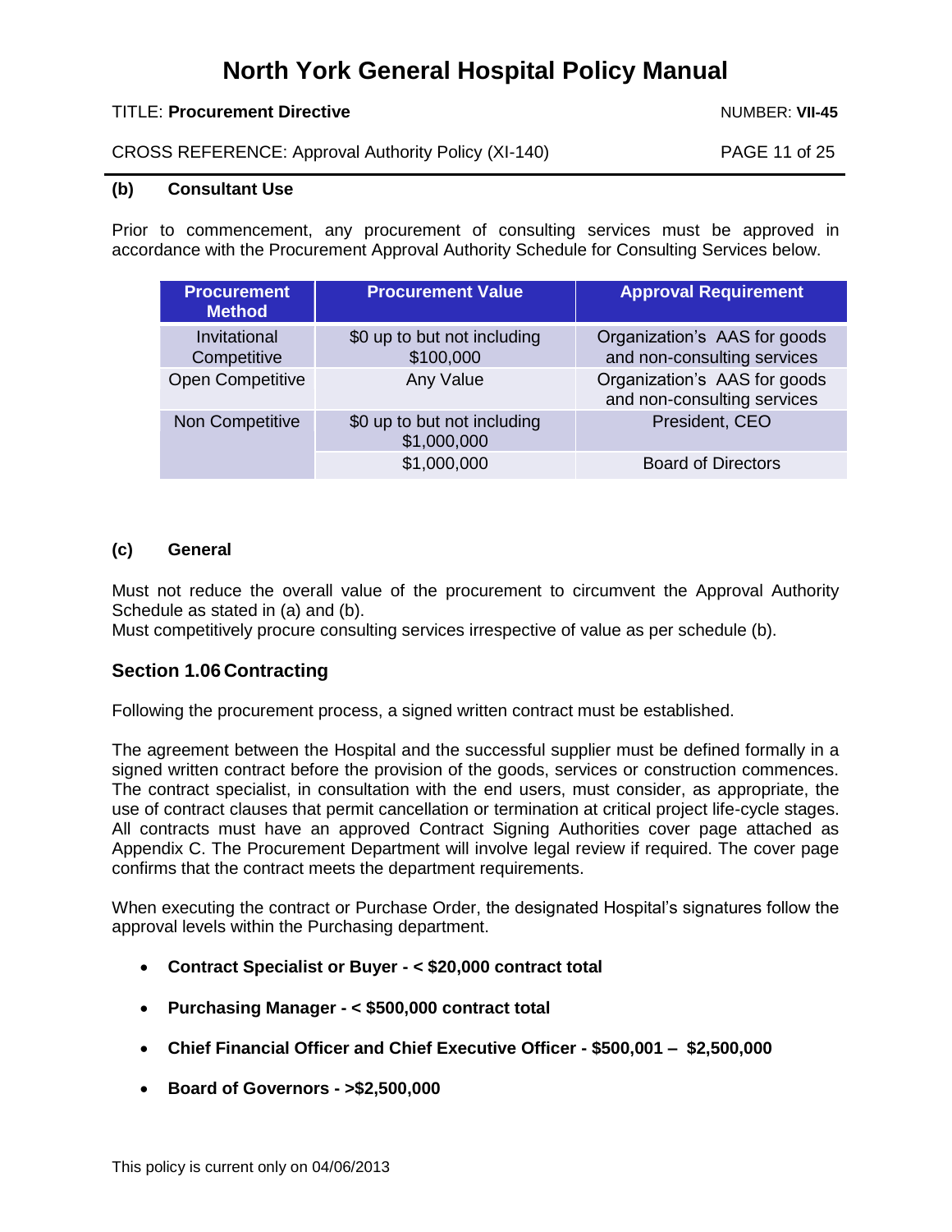#### (b) Consultant Use

Prior to commencement, any procurement of consulting services must be approved in accordance with the Procurement Approval Authority Schedule for Consulting Services below.

| Procurement Method | Procurement Value | Approval Requirement |
|---|---|---|
| Invitational Competitive | $0 up to but not including $100,000 | Organization's AAS for goods and non-consulting services |
| Open Competitive | Any Value | Organization's AAS for goods and non-consulting services |
| Non Competitive | $0 up to but not including $1,000,000 | President, CEO |
| | $1,000,000 | Board of Directors |

#### (c) General

Must not reduce the overall value of the procurement to circumvent the Approval Authority Schedule as stated in (a) and (b).
Must competitively procure consulting services irrespective of value as per schedule (b).

### Section 1.06 Contracting

Following the procurement process, a signed written contract must be established.

The agreement between the Hospital and the successful supplier must be defined formally in a signed written contract before the provision of the goods, services or construction commences. The contract specialist, in consultation with the end users, must consider, as appropriate, the use of contract clauses that permit cancellation or termination at critical project life-cycle stages. All contracts must have an approved Contract Signing Authorities cover page attached as Appendix C. The Procurement Department will involve legal review if required. The cover page confirms that the contract meets the department requirements.

When executing the contract or Purchase Order, the designated Hospital's signatures follow the approval levels within the Purchasing department.

- **Contract Specialist or Buyer - < $20,000 contract total**
- **Purchasing Manager - < $500,000 contract total**
- **Chief Financial Officer and Chief Executive Officer - $500,001 – $2,500,000**
- **Board of Governors - >$2,500,000**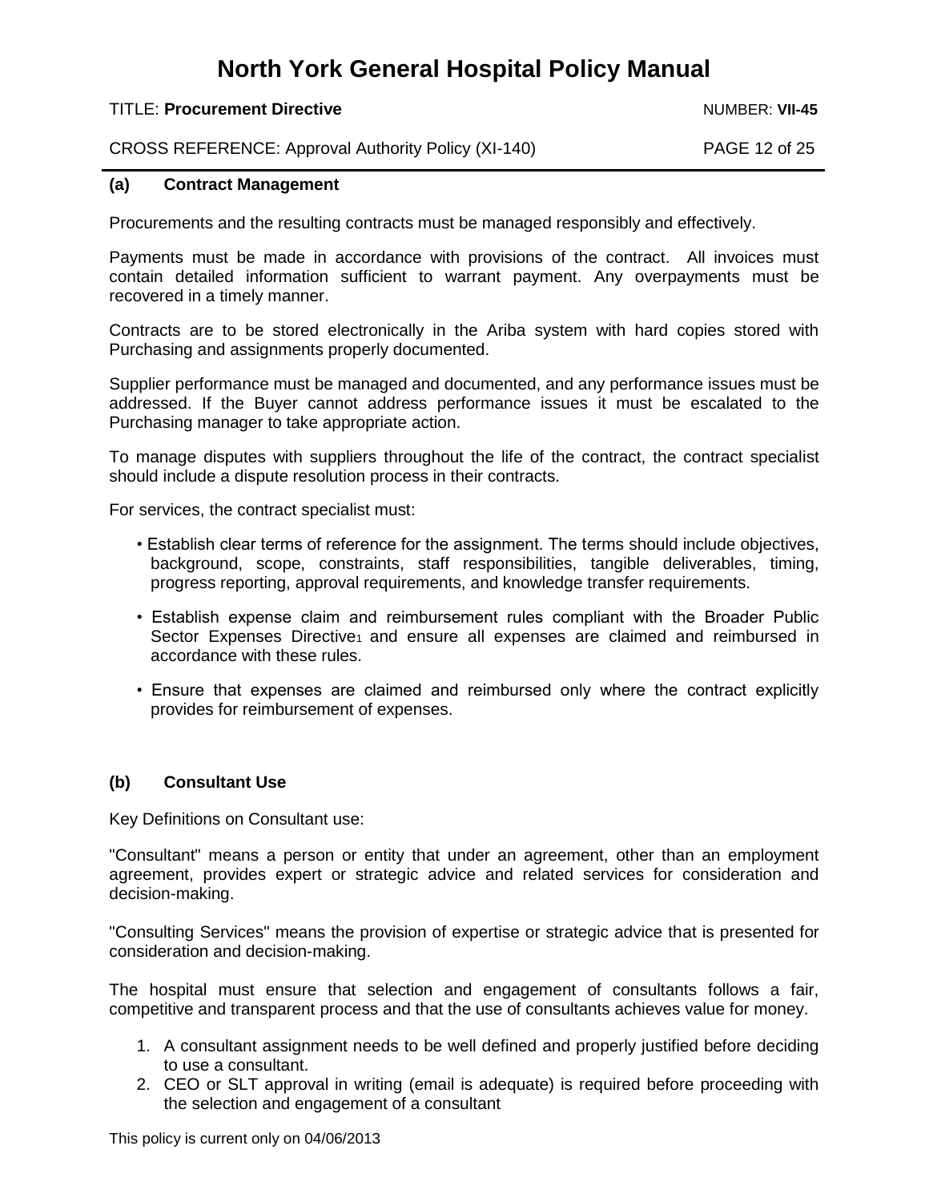### (a) Contract Management

Procurements and the resulting contracts must be managed responsibly and effectively.

Payments must be made in accordance with provisions of the contract. All invoices must contain detailed information sufficient to warrant payment. Any overpayments must be recovered in a timely manner.

Contracts are to be stored electronically in the Ariba system with hard copies stored with Purchasing and assignments properly documented.

Supplier performance must be managed and documented, and any performance issues must be addressed. If the Buyer cannot address performance issues it must be escalated to the Purchasing manager to take appropriate action.

To manage disputes with suppliers throughout the life of the contract, the contract specialist should include a dispute resolution process in their contracts.

For services, the contract specialist must:

- Establish clear terms of reference for the assignment. The terms should include objectives, background, scope, constraints, staff responsibilities, tangible deliverables, timing, progress reporting, approval requirements, and knowledge transfer requirements.
- Establish expense claim and reimbursement rules compliant with the Broader Public Sector Expenses Directive[1] and ensure all expenses are claimed and reimbursed in accordance with these rules.
- Ensure that expenses are claimed and reimbursed only where the contract explicitly provides for reimbursement of expenses.

### (b) Consultant Use

Key Definitions on Consultant use:

"Consultant" means a person or entity that under an agreement, other than an employment agreement, provides expert or strategic advice and related services for consideration and decision-making.

"Consulting Services" means the provision of expertise or strategic advice that is presented for consideration and decision-making.

The hospital must ensure that selection and engagement of consultants follows a fair, competitive and transparent process and that the use of consultants achieves value for money.

1. A consultant assignment needs to be well defined and properly justified before deciding to use a consultant.
2. CEO or SLT approval in writing (email is adequate) is required before proceeding with the selection and engagement of a consultant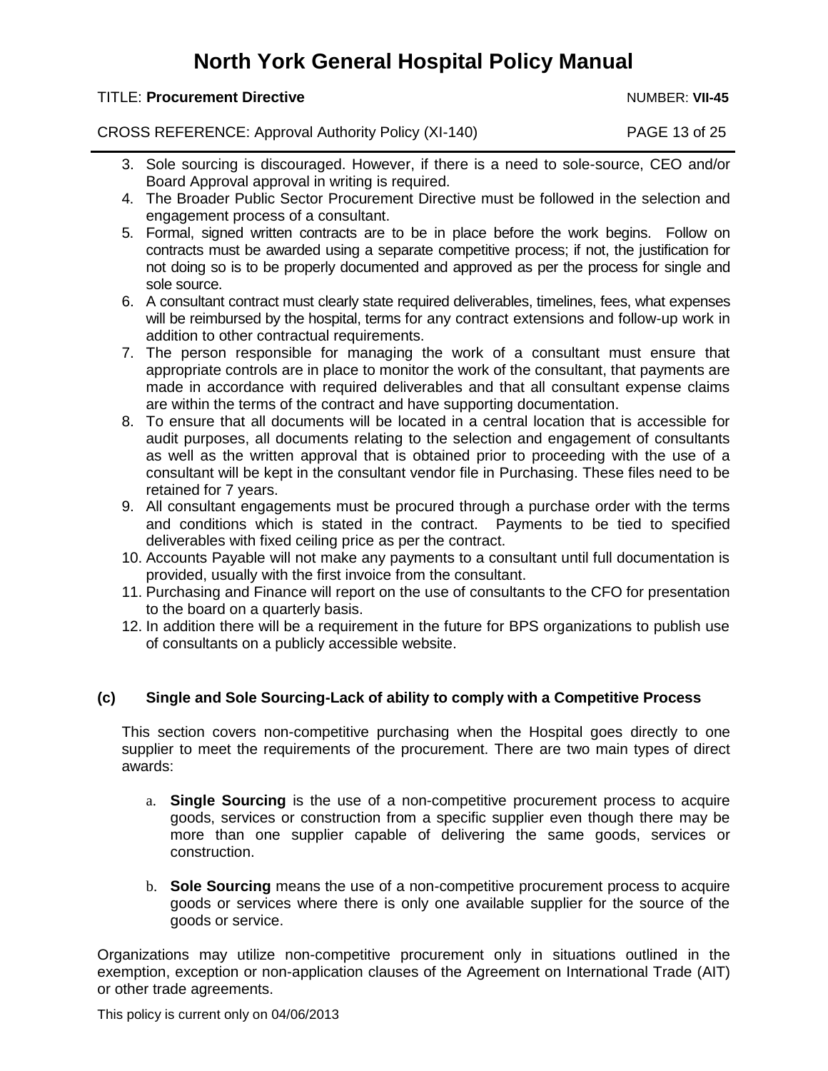3. Sole sourcing is discouraged. However, if there is a need to sole-source, CEO and/or Board Approval approval in writing is required.
4. The Broader Public Sector Procurement Directive must be followed in the selection and engagement process of a consultant.
5. Formal, signed written contracts are to be in place before the work begins. Follow on contracts must be awarded using a separate competitive process; if not, the justification for not doing so is to be properly documented and approved as per the process for single and sole source.
6. A consultant contract must clearly state required deliverables, timelines, fees, what expenses will be reimbursed by the hospital, terms for any contract extensions and follow-up work in addition to other contractual requirements.
7. The person responsible for managing the work of a consultant must ensure that appropriate controls are in place to monitor the work of the consultant, that payments are made in accordance with required deliverables and that all consultant expense claims are within the terms of the contract and have supporting documentation.
8. To ensure that all documents will be located in a central location that is accessible for audit purposes, all documents relating to the selection and engagement of consultants as well as the written approval that is obtained prior to proceeding with the use of a consultant will be kept in the consultant vendor file in Purchasing. These files need to be retained for 7 years.
9. All consultant engagements must be procured through a purchase order with the terms and conditions which is stated in the contract. Payments to be tied to specified deliverables with fixed ceiling price as per the contract.
10. Accounts Payable will not make any payments to a consultant until full documentation is provided, usually with the first invoice from the consultant.
11. Purchasing and Finance will report on the use of consultants to the CFO for presentation to the board on a quarterly basis.
12. In addition there will be a requirement in the future for BPS organizations to publish use of consultants on a publicly accessible website.

### (c) Single and Sole Sourcing-Lack of ability to comply with a Competitive Process

This section covers non-competitive purchasing when the Hospital goes directly to one supplier to meet the requirements of the procurement. There are two main types of direct awards:

a. **Single Sourcing** is the use of a non-competitive procurement process to acquire goods, services or construction from a specific supplier even though there may be more than one supplier capable of delivering the same goods, services or construction.

b. **Sole Sourcing** means the use of a non-competitive procurement process to acquire goods or services where there is only one available supplier for the source of the goods or service.

Organizations may utilize non-competitive procurement only in situations outlined in the exemption, exception or non-application clauses of the Agreement on International Trade (AIT) or other trade agreements.

This policy is current only on 04/06/2013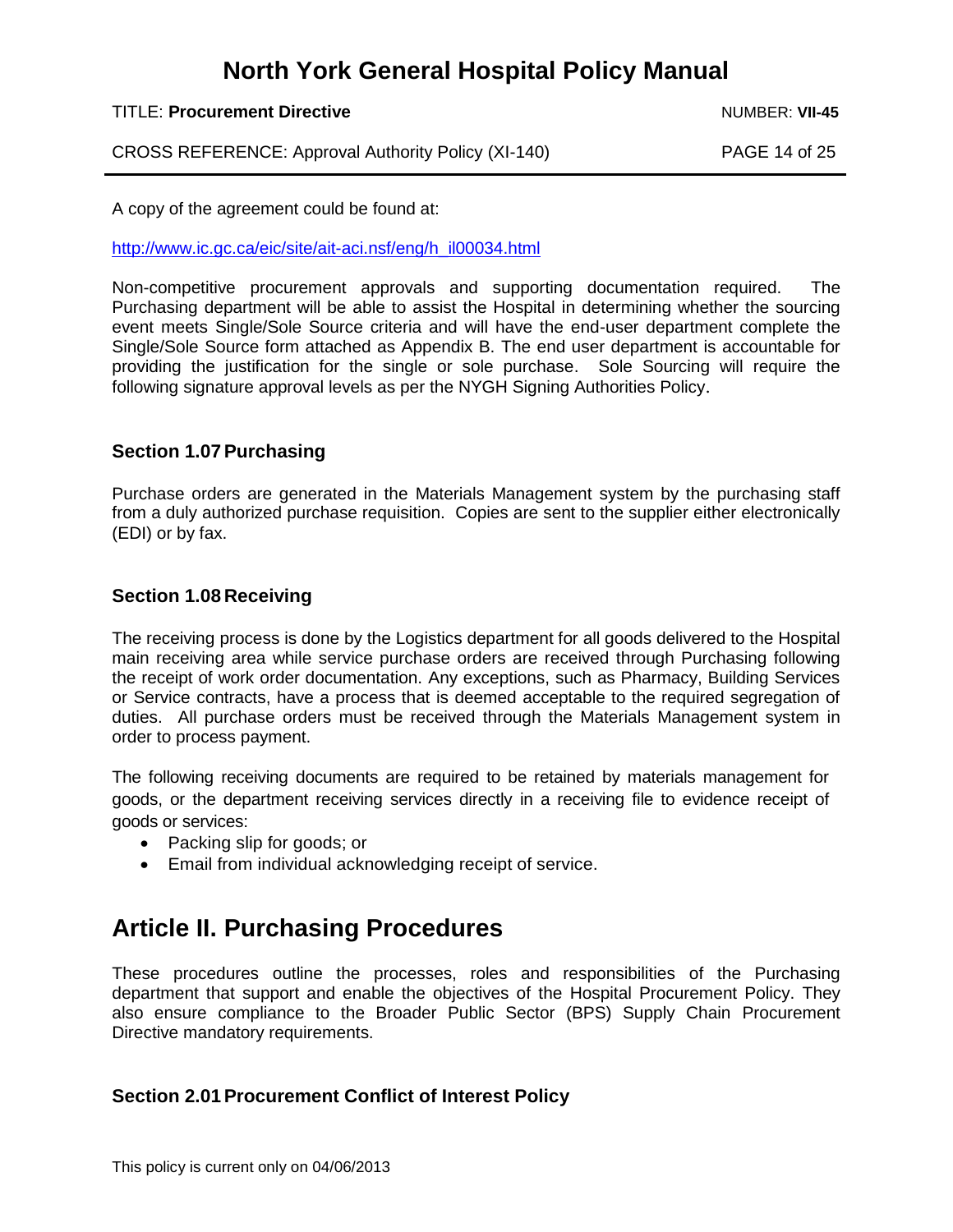A copy of the agreement could be found at:

http://www.ic.gc.ca/eic/site/ait-aci.nsf/eng/h_il00034.html

Non-competitive procurement approvals and supporting documentation required. The Purchasing department will be able to assist the Hospital in determining whether the sourcing event meets Single/Sole Source criteria and will have the end-user department complete the Single/Sole Source form attached as Appendix B. The end user department is accountable for providing the justification for the single or sole purchase. Sole Sourcing will require the following signature approval levels as per the NYGH Signing Authorities Policy.

### Section 1.07 Purchasing

Purchase orders are generated in the Materials Management system by the purchasing staff from a duly authorized purchase requisition. Copies are sent to the supplier either electronically (EDI) or by fax.

### Section 1.08 Receiving

The receiving process is done by the Logistics department for all goods delivered to the Hospital main receiving area while service purchase orders are received through Purchasing following the receipt of work order documentation. Any exceptions, such as Pharmacy, Building Services or Service contracts, have a process that is deemed acceptable to the required segregation of duties. All purchase orders must be received through the Materials Management system in order to process payment.

The following receiving documents are required to be retained by materials management for goods, or the department receiving services directly in a receiving file to evidence receipt of goods or services:

- Packing slip for goods; or
- Email from individual acknowledging receipt of service.

## Article II. Purchasing Procedures

These procedures outline the processes, roles and responsibilities of the Purchasing department that support and enable the objectives of the Hospital Procurement Policy. They also ensure compliance to the Broader Public Sector (BPS) Supply Chain Procurement Directive mandatory requirements.

### Section 2.01 Procurement Conflict of Interest Policy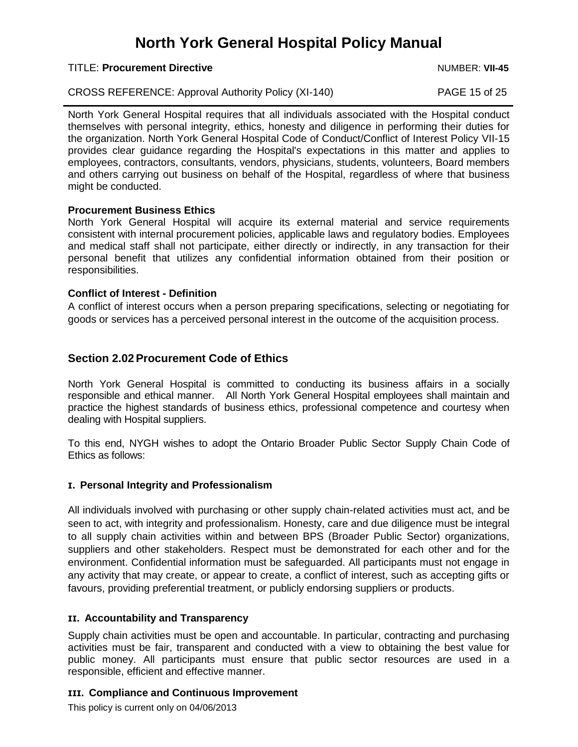North York General Hospital requires that all individuals associated with the Hospital conduct themselves with personal integrity, ethics, honesty and diligence in performing their duties for the organization. North York General Hospital Code of Conduct/Conflict of Interest Policy VII-15 provides clear guidance regarding the Hospital's expectations in this matter and applies to employees, contractors, consultants, vendors, physicians, students, volunteers, Board members and others carrying out business on behalf of the Hospital, regardless of where that business might be conducted.

**Procurement Business Ethics**

North York General Hospital will acquire its external material and service requirements consistent with internal procurement policies, applicable laws and regulatory bodies. Employees and medical staff shall not participate, either directly or indirectly, in any transaction for their personal benefit that utilizes any confidential information obtained from their position or responsibilities.

**Conflict of Interest - Definition**

A conflict of interest occurs when a person preparing specifications, selecting or negotiating for goods or services has a perceived personal interest in the outcome of the acquisition process.

## Section 2.02 Procurement Code of Ethics

North York General Hospital is committed to conducting its business affairs in a socially responsible and ethical manner. All North York General Hospital employees shall maintain and practice the highest standards of business ethics, professional competence and courtesy when dealing with Hospital suppliers.

To this end, NYGH wishes to adopt the Ontario Broader Public Sector Supply Chain Code of Ethics as follows:

### I. Personal Integrity and Professionalism

All individuals involved with purchasing or other supply chain-related activities must act, and be seen to act, with integrity and professionalism. Honesty, care and due diligence must be integral to all supply chain activities within and between BPS (Broader Public Sector) organizations, suppliers and other stakeholders. Respect must be demonstrated for each other and for the environment. Confidential information must be safeguarded. All participants must not engage in any activity that may create, or appear to create, a conflict of interest, such as accepting gifts or favours, providing preferential treatment, or publicly endorsing suppliers or products.

### II. Accountability and Transparency

Supply chain activities must be open and accountable. In particular, contracting and purchasing activities must be fair, transparent and conducted with a view to obtaining the best value for public money. All participants must ensure that public sector resources are used in a responsible, efficient and effective manner.

### III. Compliance and Continuous Improvement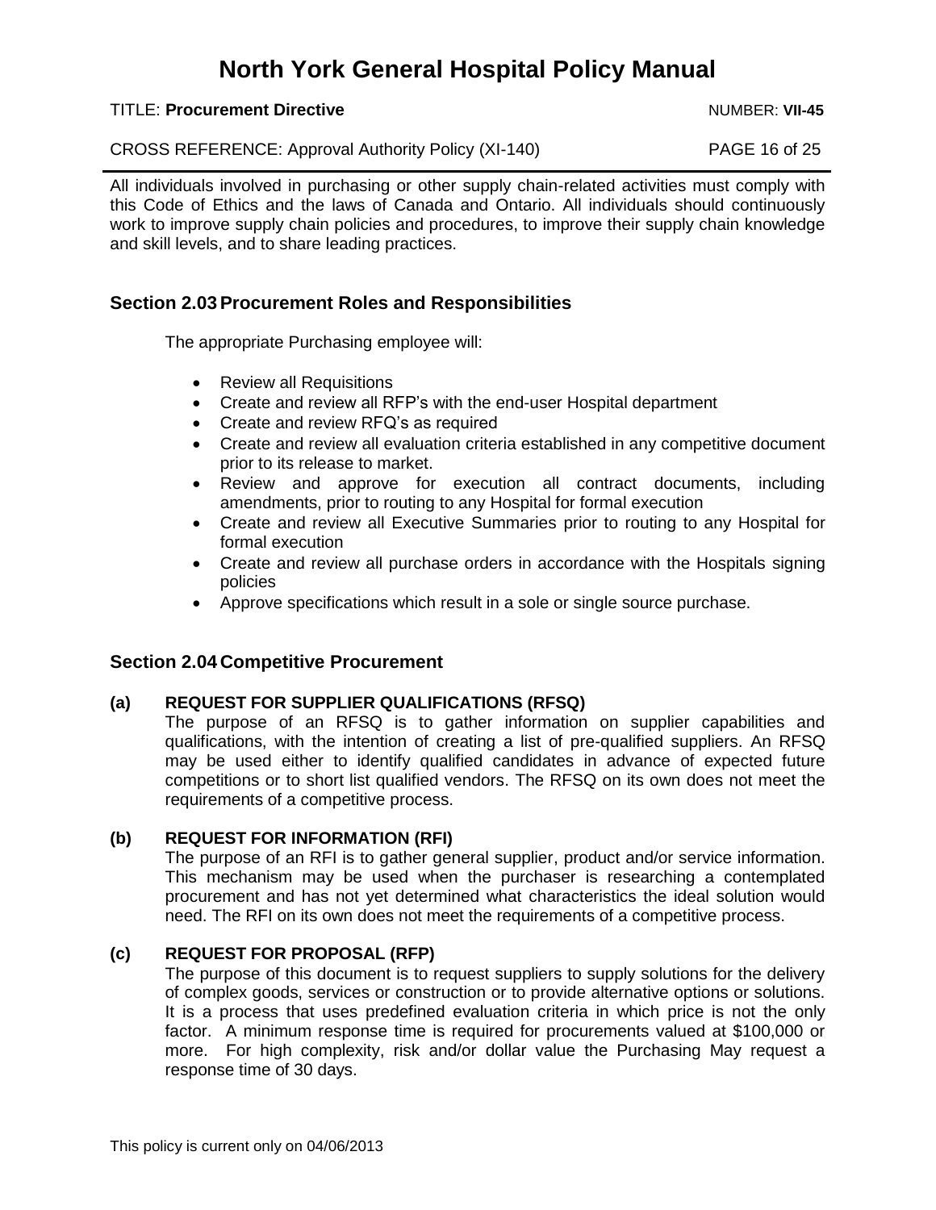All individuals involved in purchasing or other supply chain-related activities must comply with this Code of Ethics and the laws of Canada and Ontario. All individuals should continuously work to improve supply chain policies and procedures, to improve their supply chain knowledge and skill levels, and to share leading practices.

## Section 2.03 Procurement Roles and Responsibilities

The appropriate Purchasing employee will:

- Review all Requisitions
- Create and review all RFP's with the end-user Hospital department
- Create and review RFQ's as required
- Create and review all evaluation criteria established in any competitive document prior to its release to market.
- Review and approve for execution all contract documents, including amendments, prior to routing to any Hospital for formal execution
- Create and review all Executive Summaries prior to routing to any Hospital for formal execution
- Create and review all purchase orders in accordance with the Hospitals signing policies
- Approve specifications which result in a sole or single source purchase.

## Section 2.04 Competitive Procurement

**(a) REQUEST FOR SUPPLIER QUALIFICATIONS (RFSQ)**

The purpose of an RFSQ is to gather information on supplier capabilities and qualifications, with the intention of creating a list of pre-qualified suppliers. An RFSQ may be used either to identify qualified candidates in advance of expected future competitions or to short list qualified vendors. The RFSQ on its own does not meet the requirements of a competitive process.

**(b) REQUEST FOR INFORMATION (RFI)**

The purpose of an RFI is to gather general supplier, product and/or service information. This mechanism may be used when the purchaser is researching a contemplated procurement and has not yet determined what characteristics the ideal solution would need. The RFI on its own does not meet the requirements of a competitive process.

**(c) REQUEST FOR PROPOSAL (RFP)**

The purpose of this document is to request suppliers to supply solutions for the delivery of complex goods, services or construction or to provide alternative options or solutions. It is a process that uses predefined evaluation criteria in which price is not the only factor. A minimum response time is required for procurements valued at $100,000 or more. For high complexity, risk and/or dollar value the Purchasing May request a response time of 30 days.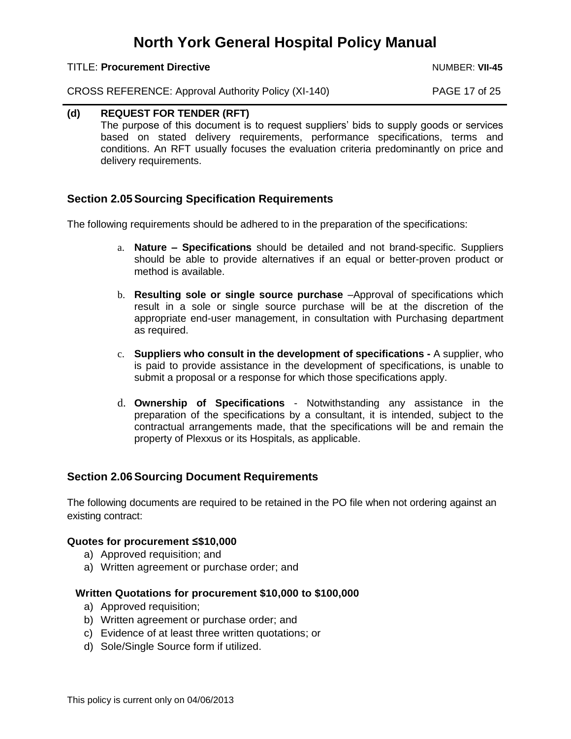**(d) REQUEST FOR TENDER (RFT)**

The purpose of this document is to request suppliers' bids to supply goods or services based on stated delivery requirements, performance specifications, terms and conditions. An RFT usually focuses the evaluation criteria predominantly on price and delivery requirements.

## Section 2.05 Sourcing Specification Requirements

The following requirements should be adhered to in the preparation of the specifications:

a. **Nature – Specifications** should be detailed and not brand-specific. Suppliers should be able to provide alternatives if an equal or better-proven product or method is available.

b. **Resulting sole or single source purchase** –Approval of specifications which result in a sole or single source purchase will be at the discretion of the appropriate end-user management, in consultation with Purchasing department as required.

c. **Suppliers who consult in the development of specifications -** A supplier, who is paid to provide assistance in the development of specifications, is unable to submit a proposal or a response for which those specifications apply.

d. **Ownership of Specifications** - Notwithstanding any assistance in the preparation of the specifications by a consultant, it is intended, subject to the contractual arrangements made, that the specifications will be and remain the property of Plexxus or its Hospitals, as applicable.

## Section 2.06 Sourcing Document Requirements

The following documents are required to be retained in the PO file when not ordering against an existing contract:

**Quotes for procurement ≤$10,000**

a) Approved requisition; and
a) Written agreement or purchase order; and

**Written Quotations for procurement $10,000 to $100,000**

a) Approved requisition;
b) Written agreement or purchase order; and
c) Evidence of at least three written quotations; or
d) Sole/Single Source form if utilized.

This policy is current only on 04/06/2013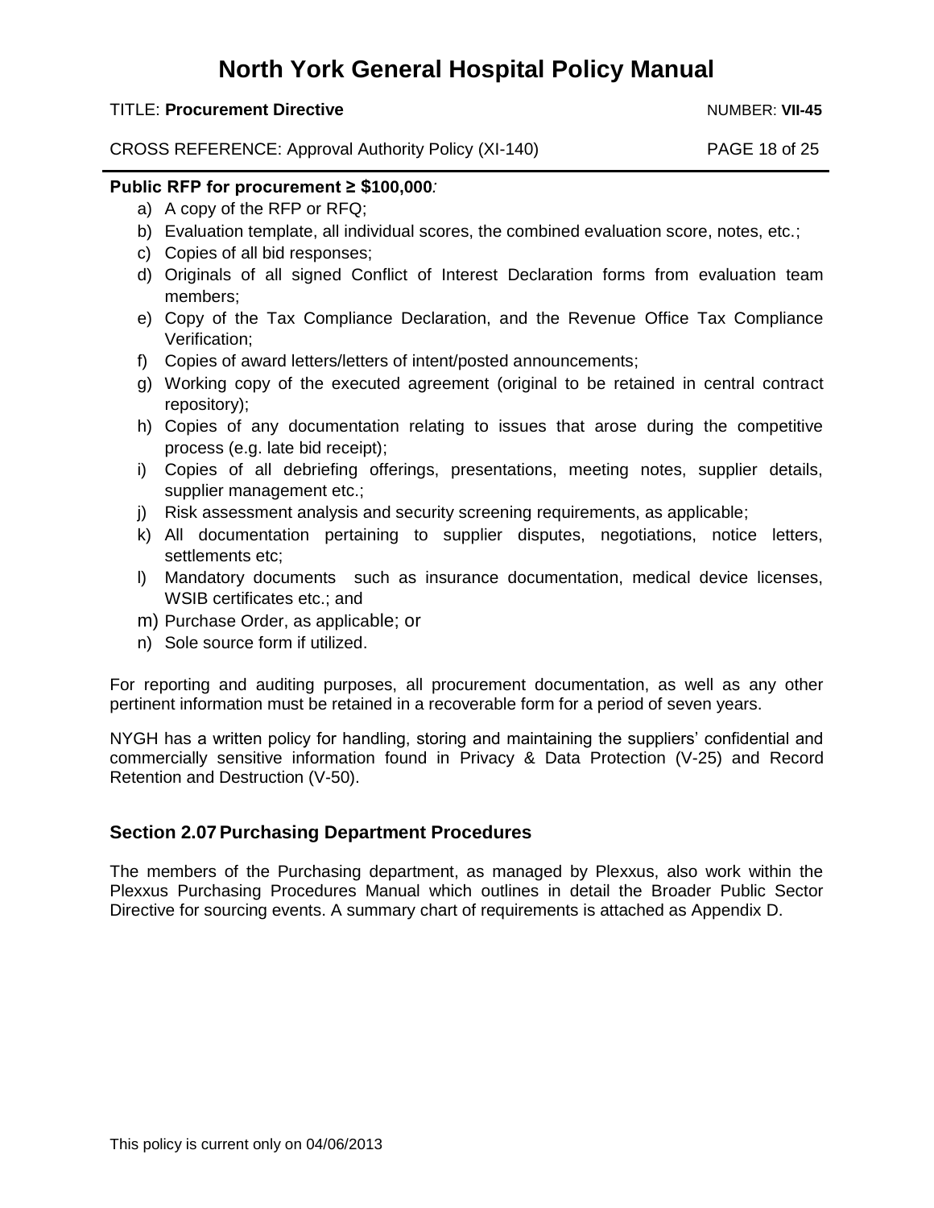**Public RFP for procurement ≥ $100,000:**

a) A copy of the RFP or RFQ;
b) Evaluation template, all individual scores, the combined evaluation score, notes, etc.;
c) Copies of all bid responses;
d) Originals of all signed Conflict of Interest Declaration forms from evaluation team members;
e) Copy of the Tax Compliance Declaration, and the Revenue Office Tax Compliance Verification;
f) Copies of award letters/letters of intent/posted announcements;
g) Working copy of the executed agreement (original to be retained in central contract repository);
h) Copies of any documentation relating to issues that arose during the competitive process (e.g. late bid receipt);
i) Copies of all debriefing offerings, presentations, meeting notes, supplier details, supplier management etc.;
j) Risk assessment analysis and security screening requirements, as applicable;
k) All documentation pertaining to supplier disputes, negotiations, notice letters, settlements etc;
l) Mandatory documents such as insurance documentation, medical device licenses, WSIB certificates etc.; and
m) Purchase Order, as applicable; or
n) Sole source form if utilized.

For reporting and auditing purposes, all procurement documentation, as well as any other pertinent information must be retained in a recoverable form for a period of seven years.

NYGH has a written policy for handling, storing and maintaining the suppliers' confidential and commercially sensitive information found in Privacy & Data Protection (V-25) and Record Retention and Destruction (V-50).

## Section 2.07 Purchasing Department Procedures

The members of the Purchasing department, as managed by Plexxus, also work within the Plexxus Purchasing Procedures Manual which outlines in detail the Broader Public Sector Directive for sourcing events. A summary chart of requirements is attached as Appendix D.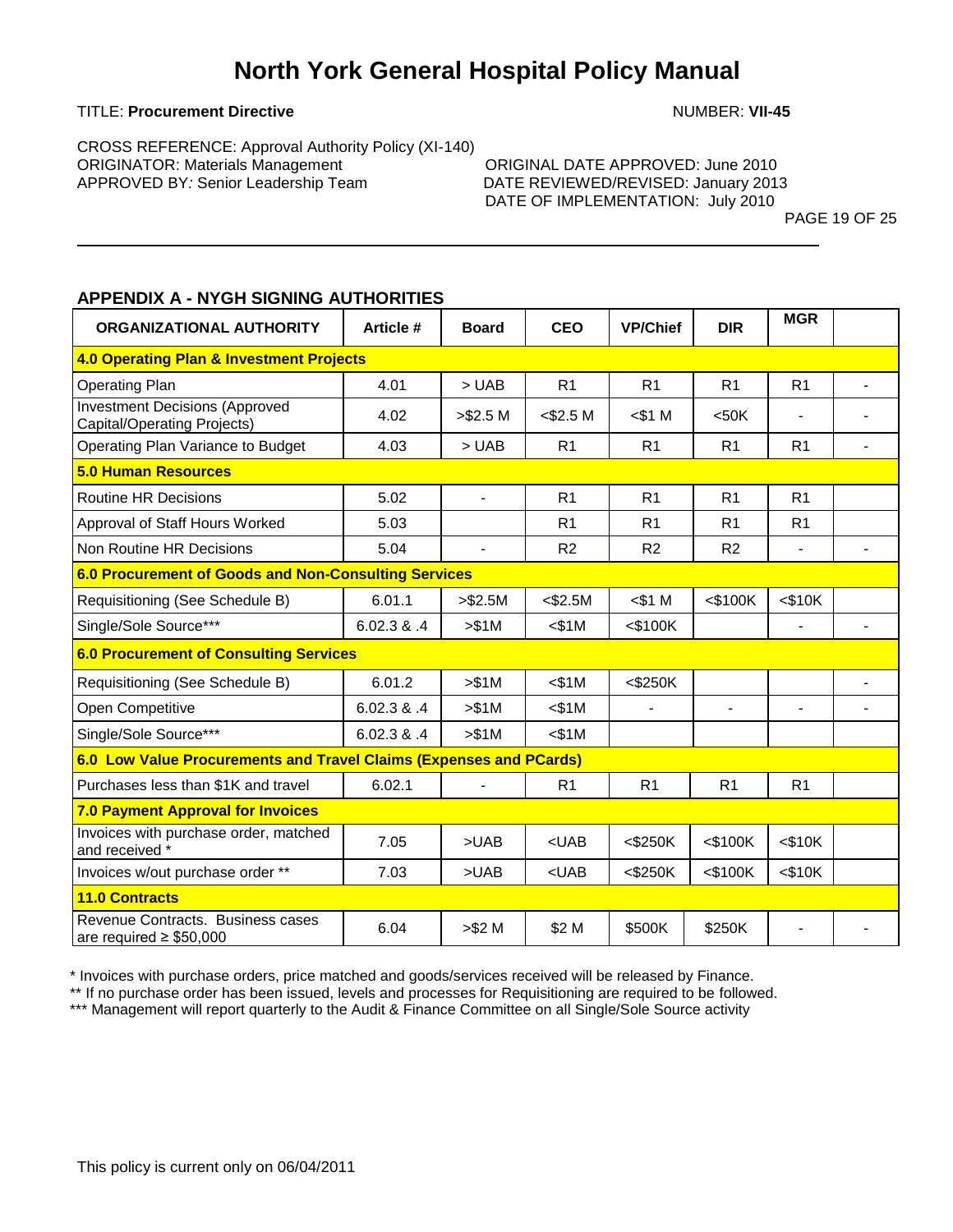# North York General Hospital Policy Manual

TITLE: **Procurement Directive** NUMBER: **VII-45**

CROSS REFERENCE: Approval Authority Policy (XI-140)
ORIGINATOR: Materials Management
APPROVED BY: Senior Leadership Team

ORIGINAL DATE APPROVED: June 2010
DATE REVIEWED/REVISED: January 2013
DATE OF IMPLEMENTATION: July 2010

## APPENDIX A - NYGH SIGNING AUTHORITIES

| ORGANIZATIONAL AUTHORITY | Article # | Board | CEO | VP/Chief | DIR | MGR | |
|---|---|---|---|---|---|---|---|
| **4.0 Operating Plan & Investment Projects** | | | | | | | |
| Operating Plan | 4.01 | > UAB | R1 | R1 | R1 | R1 | - |
| Investment Decisions (Approved Capital/Operating Projects) | 4.02 | >$2.5 M | <$2.5 M | <$1 M | <50K | - | - |
| Operating Plan Variance to Budget | 4.03 | > UAB | R1 | R1 | R1 | R1 | - |
| **5.0 Human Resources** | | | | | | | |
| Routine HR Decisions | 5.02 | - | R1 | R1 | R1 | R1 | |
| Approval of Staff Hours Worked | 5.03 | | R1 | R1 | R1 | R1 | |
| Non Routine HR Decisions | 5.04 | - | R2 | R2 | R2 | - | - |
| **6.0 Procurement of Goods and Non-Consulting Services** | | | | | | | |
| Requisitioning (See Schedule B) | 6.01.1 | >$2.5M | <$2.5M | <$1 M | <$100K | <$10K | |
| Single/Sole Source*** | 6.02.3 & .4 | >$1M | <$1M | <$100K | | - | - |
| **6.0 Procurement of Consulting Services** | | | | | | | |
| Requisitioning (See Schedule B) | 6.01.2 | >$1M | <$1M | <$250K | | | - |
| Open Competitive | 6.02.3 & .4 | >$1M | <$1M | - | - | - | - |
| Single/Sole Source*** | 6.02.3 & .4 | >$1M | <$1M | | | | |
| **6.0 Low Value Procurements and Travel Claims (Expenses and PCards)** | | | | | | | |
| Purchases less than $1K and travel | 6.02.1 | - | R1 | R1 | R1 | R1 | |
| **7.0 Payment Approval for Invoices** | | | | | | | |
| Invoices with purchase order, matched and received * | 7.05 | >UAB | <UAB | <$250K | <$100K | <$10K | |
| Invoices w/out purchase order ** | 7.03 | >UAB | <UAB | <$250K | <$100K | <$10K | |
| **11.0 Contracts** | | | | | | | |
| Revenue Contracts. Business cases are required ≥ $50,000 | 6.04 | >$2 M | $2 M | $500K | $250K | - | - |

\* Invoices with purchase orders, price matched and goods/services received will be released by Finance.
** If no purchase order has been issued, levels and processes for Requisitioning are required to be followed.
*** Management will report quarterly to the Audit & Finance Committee on all Single/Sole Source activity

This policy is current only on 06/04/2011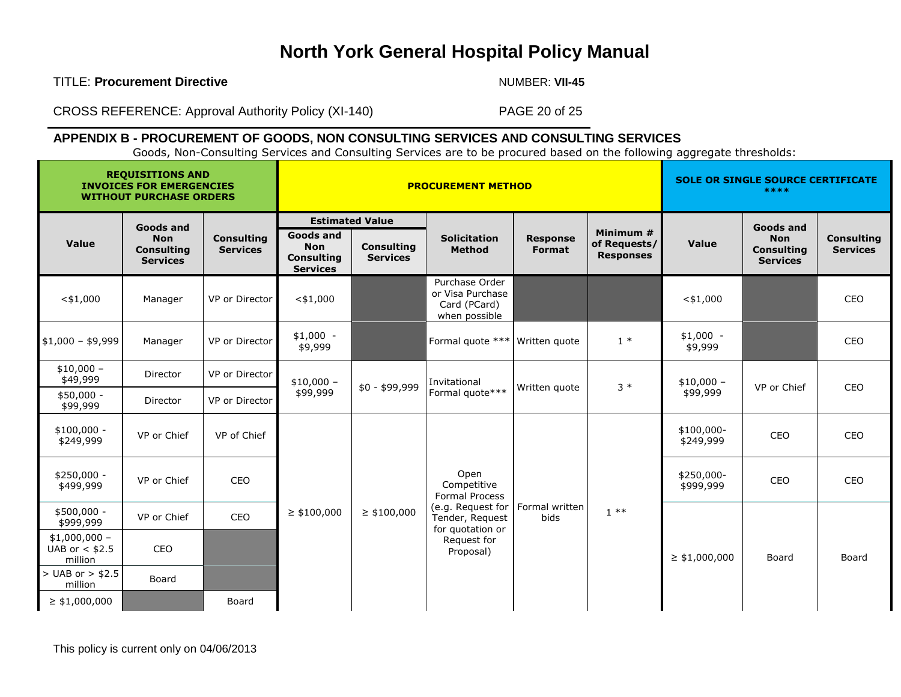# North York General Hospital Policy Manual

TITLE: **Procurement Directive** NUMBER: **VII-45**

CROSS REFERENCE: Approval Authority Policy (XI-140)

## APPENDIX B - PROCUREMENT OF GOODS, NON CONSULTING SERVICES AND CONSULTING SERVICES

Goods, Non-Consulting Services and Consulting Services are to be procured based on the following aggregate thresholds:

| REQUISITIONS AND INVOICES FOR EMERGENCIES WITHOUT PURCHASE ORDERS | | | PROCUREMENT METHOD | | | | | SOLE OR SINGLE SOURCE CERTIFICATE **** | | |
|---|---|---|---|---|---|---|---|---|---|---|
| | | | Estimated Value | | | | | | | |
| Value | Goods and Non Consulting Services | Consulting Services | Goods and Non Consulting Services | Consulting Services | Solicitation Method | Response Format | Minimum # of Requests/ Responses | Value | Goods and Non Consulting Services | Consulting Services |
| <$1,000 | Manager | VP or Director | <$1,000 | | Purchase Order or Visa Purchase Card (PCard) when possible | | | <$1,000 | | CEO |
| $1,000 – $9,999 | Manager | VP or Director | $1,000 - $9,999 | | Formal quote *** | Written quote | 1 * | $1,000 - $9,999 | | CEO |
| $10,000 – $49,999 | Director | VP or Director | $10,000 – $99,999 | $0 - $99,999 | Invitational Formal quote*** | Written quote | 3 * | $10,000 – $99,999 | VP or Chief | CEO |
| $50,000 - $99,999 | Director | VP or Director | | | | | | | | |
| $100,000 - $249,999 | VP or Chief | VP of Chief | ≥ $100,000 | ≥ $100,000 | Open Competitive Formal Process (e.g. Request for Tender, Request for quotation or Request for Proposal) | Formal written bids | 1 ** | $100,000-$249,999 | CEO | CEO |
| $250,000 - $499,999 | VP or Chief | CEO | | | | | | $250,000-$999,999 | CEO | CEO |
| $500,000 - $999,999 | VP or Chief | CEO | | | | | | ≥ $1,000,000 | Board | Board |
| $1,000,000 – UAB or < $2.5 million | CEO | | | | | | | | | |
| > UAB or > $2.5 million | Board | | | | | | | | | |
| ≥ $1,000,000 | | Board | | | | | | | | |

This policy is current only on 04/06/2013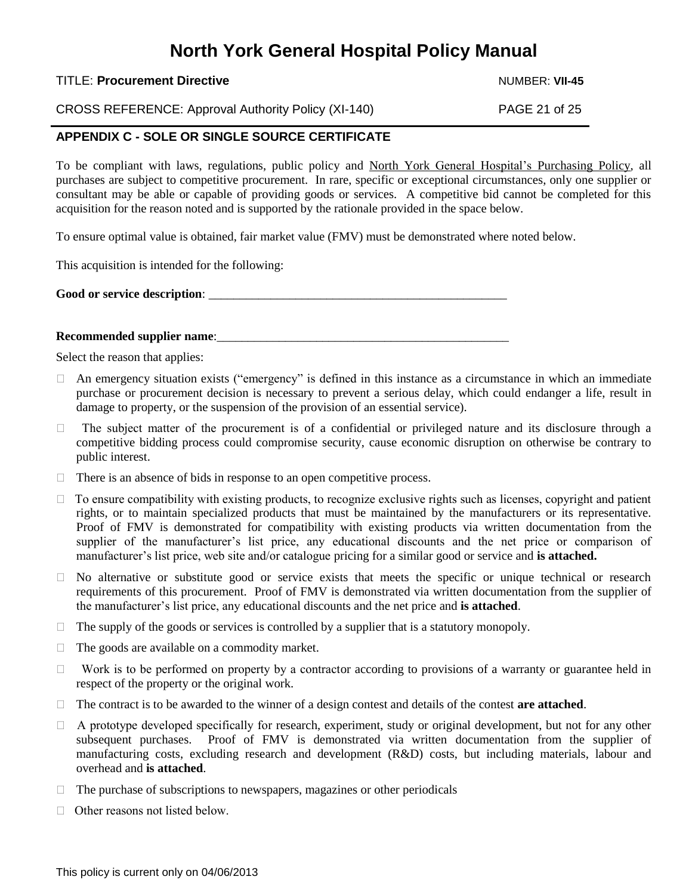## APPENDIX C - SOLE OR SINGLE SOURCE CERTIFICATE

To be compliant with laws, regulations, public policy and North York General Hospital's Purchasing Policy, all purchases are subject to competitive procurement. In rare, specific or exceptional circumstances, only one supplier or consultant may be able or capable of providing goods or services. A competitive bid cannot be completed for this acquisition for the reason noted and is supported by the rationale provided in the space below.

To ensure optimal value is obtained, fair market value (FMV) must be demonstrated where noted below.

This acquisition is intended for the following:

**Good or service description**: ___________________________________________________

**Recommended supplier name**:__________________________________________________

Select the reason that applies:

- ☐ An emergency situation exists ("emergency" is defined in this instance as a circumstance in which an immediate purchase or procurement decision is necessary to prevent a serious delay, which could endanger a life, result in damage to property, or the suspension of the provision of an essential service).
- ☐ The subject matter of the procurement is of a confidential or privileged nature and its disclosure through a competitive bidding process could compromise security, cause economic disruption on otherwise be contrary to public interest.
- ☐ There is an absence of bids in response to an open competitive process.
- ☐ To ensure compatibility with existing products, to recognize exclusive rights such as licenses, copyright and patient rights, or to maintain specialized products that must be maintained by the manufacturers or its representative. Proof of FMV is demonstrated for compatibility with existing products via written documentation from the supplier of the manufacturer's list price, any educational discounts and the net price or comparison of manufacturer's list price, web site and/or catalogue pricing for a similar good or service and **is attached.**
- ☐ No alternative or substitute good or service exists that meets the specific or unique technical or research requirements of this procurement. Proof of FMV is demonstrated via written documentation from the supplier of the manufacturer's list price, any educational discounts and the net price and **is attached**.
- ☐ The supply of the goods or services is controlled by a supplier that is a statutory monopoly.
- ☐ The goods are available on a commodity market.
- ☐ Work is to be performed on property by a contractor according to provisions of a warranty or guarantee held in respect of the property or the original work.
- ☐ The contract is to be awarded to the winner of a design contest and details of the contest **are attached**.
- ☐ A prototype developed specifically for research, experiment, study or original development, but not for any other subsequent purchases. Proof of FMV is demonstrated via written documentation from the supplier of manufacturing costs, excluding research and development (R&D) costs, but including materials, labour and overhead and **is attached**.
- ☐ The purchase of subscriptions to newspapers, magazines or other periodicals
- ☐ Other reasons not listed below.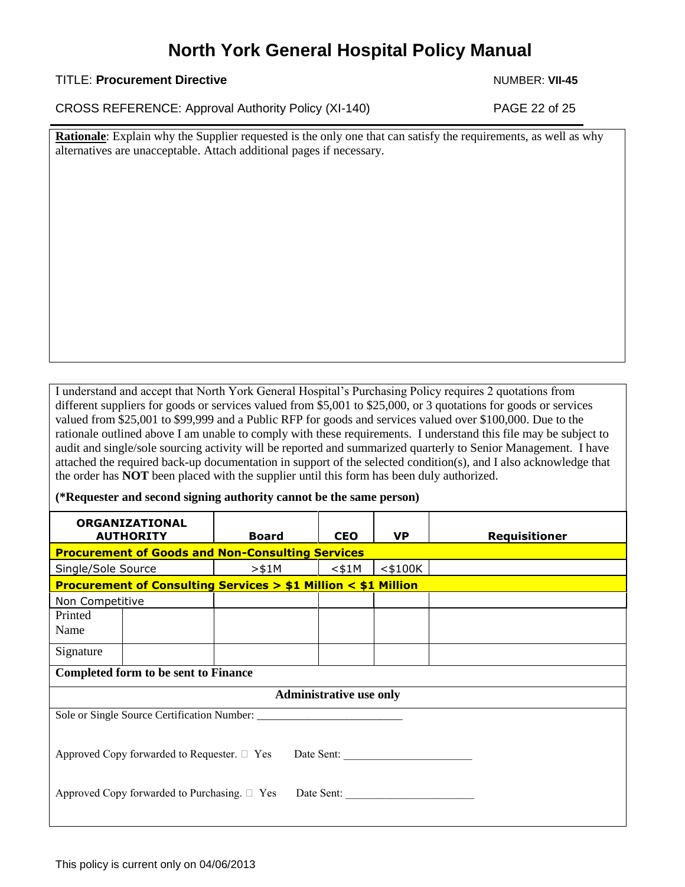**Rationale**: Explain why the Supplier requested is the only one that can satisfy the requirements, as well as why alternatives are unacceptable. Attach additional pages if necessary.

I understand and accept that North York General Hospital's Purchasing Policy requires 2 quotations from different suppliers for goods or services valued from $5,001 to $25,000, or 3 quotations for goods or services valued from $25,001 to $99,999 and a Public RFP for goods and services valued over $100,000. Due to the rationale outlined above I am unable to comply with these requirements. I understand this file may be subject to audit and single/sole sourcing activity will be reported and summarized quarterly to Senior Management. I have attached the required back-up documentation in support of the selected condition(s), and I also acknowledge that the order has **NOT** been placed with the supplier until this form has been duly authorized.

**(*Requester and second signing authority cannot be the same person)**

| **ORGANIZATIONAL AUTHORITY** | | **Board** | **CEO** | **VP** | **Requisitioner** |
|---|---|---|---|---|---|
| **Procurement of Goods and Non-Consulting Services** | | | | | |
| Single/Sole Source | | >$1M | <$1M | <$100K | |
| **Procurement of Consulting Services > $1 Million < $1 Million** | | | | | |
| Non Competitive | | | | | |
| Printed Name | | | | | |
| Signature | | | | | |
| **Completed form to be sent to Finance** | | | | | |

**Administrative use only**

Sole or Single Source Certification Number: _________________________

Approved Copy forwarded to Requester. ☐ Yes Date Sent: ______________________

Approved Copy forwarded to Purchasing. ☐ Yes Date Sent: ______________________

This policy is current only on 04/06/2013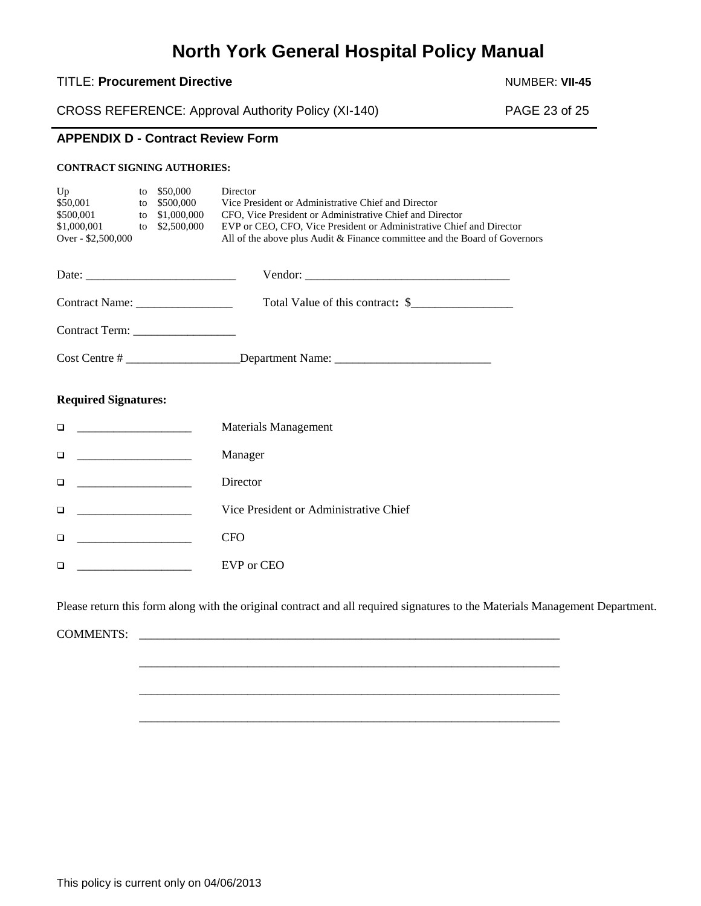## APPENDIX D - Contract Review Form

**CONTRACT SIGNING AUTHORIES:**

| | | | |
|---|---|---|---|
| Up | to | $50,000 | Director |
| $50,001 | to | $500,000 | Vice President or Administrative Chief and Director |
| $500,001 | to | $1,000,000 | CFO, Vice President or Administrative Chief and Director |
| $1,000,001 | to | $2,500,000 | EVP or CEO, CFO, Vice President or Administrative Chief and Director |
| Over - $2,500,000 | | | All of the above plus Audit & Finance committee and the Board of Governors |

Date: _________________________ Vendor: __________________________________

Contract Name: ________________ Total Value of this contract**:** $_________________

Contract Term: _________________

Cost Centre # ___________________Department Name: __________________________

**Required Signatures:**

- ☐ ___________________ Materials Management
- ☐ ___________________ Manager
- ☐ ___________________ Director
- ☐ ___________________ Vice President or Administrative Chief
- ☐ ___________________ CFO
- ☐ ___________________ EVP or CEO

Please return this form along with the original contract and all required signatures to the Materials Management Department.

COMMENTS: ________________________________________________________________________

________________________________________________________________________

________________________________________________________________________

________________________________________________________________________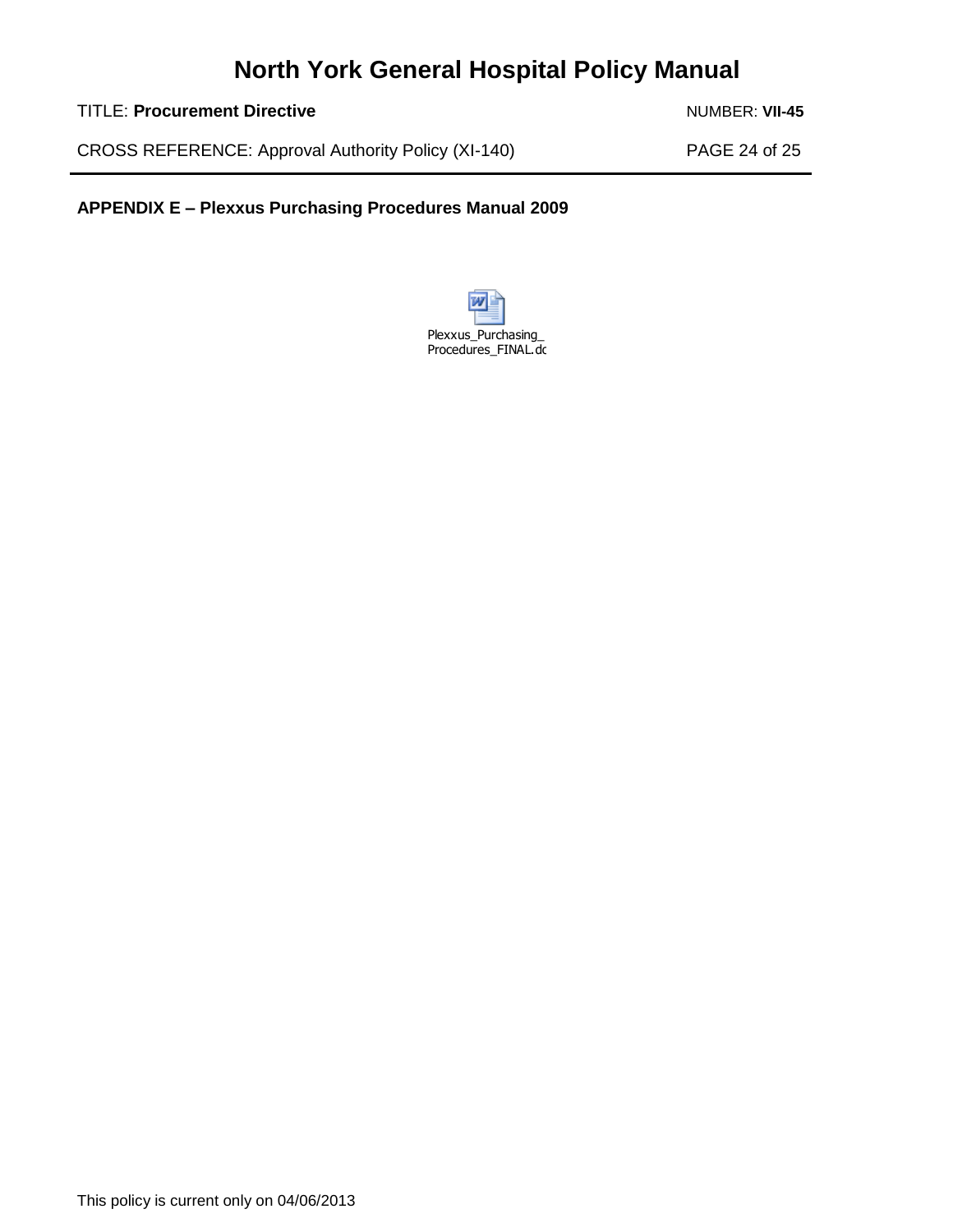**APPENDIX E – Plexxus Purchasing Procedures Manual 2009**

Plexxus_Purchasing_Procedures_FINAL.dc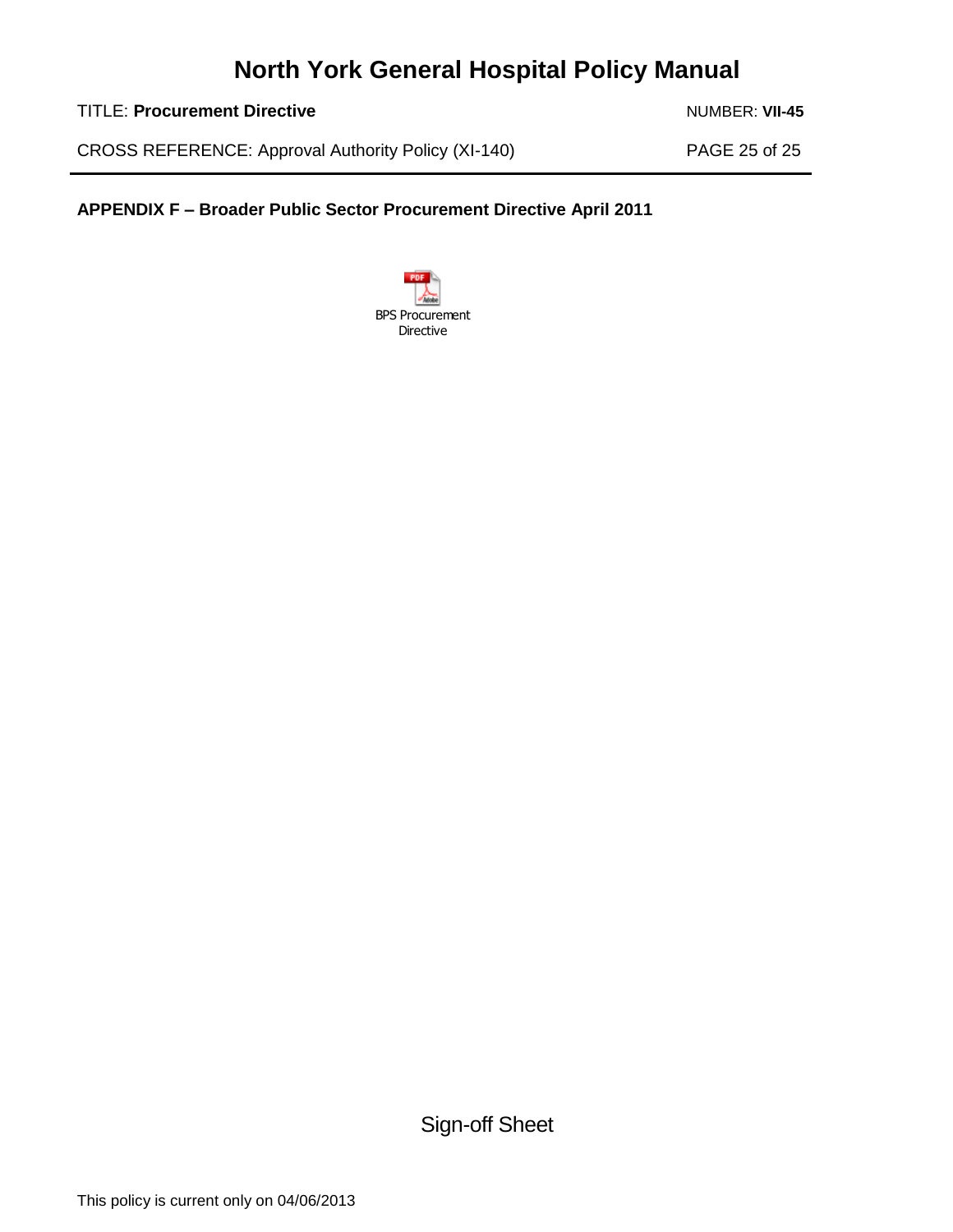# North York General Hospital Policy Manual

TITLE: **Procurement Directive** NUMBER: **VII-45**

CROSS REFERENCE: Approval Authority Policy (XI-140)

**APPENDIX F – Broader Public Sector Procurement Directive April 2011**

BPS Procurement Directive

Sign-off Sheet

This policy is current only on 04/06/2013